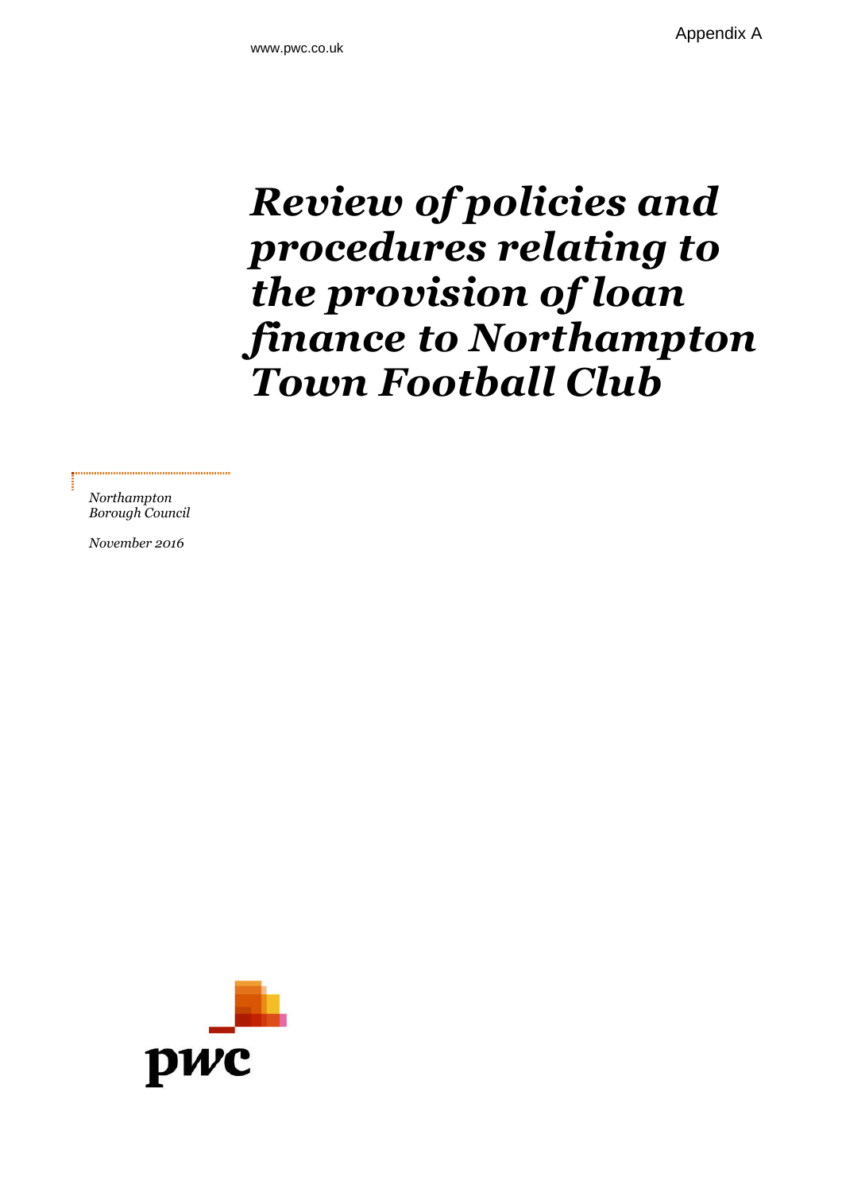Appendix A

www.pwc.co.uk

# *Review of policies and procedures relating to the provision of loan finance to Northampton Town Football Club*

*Northampton Borough Council*

*November 2016*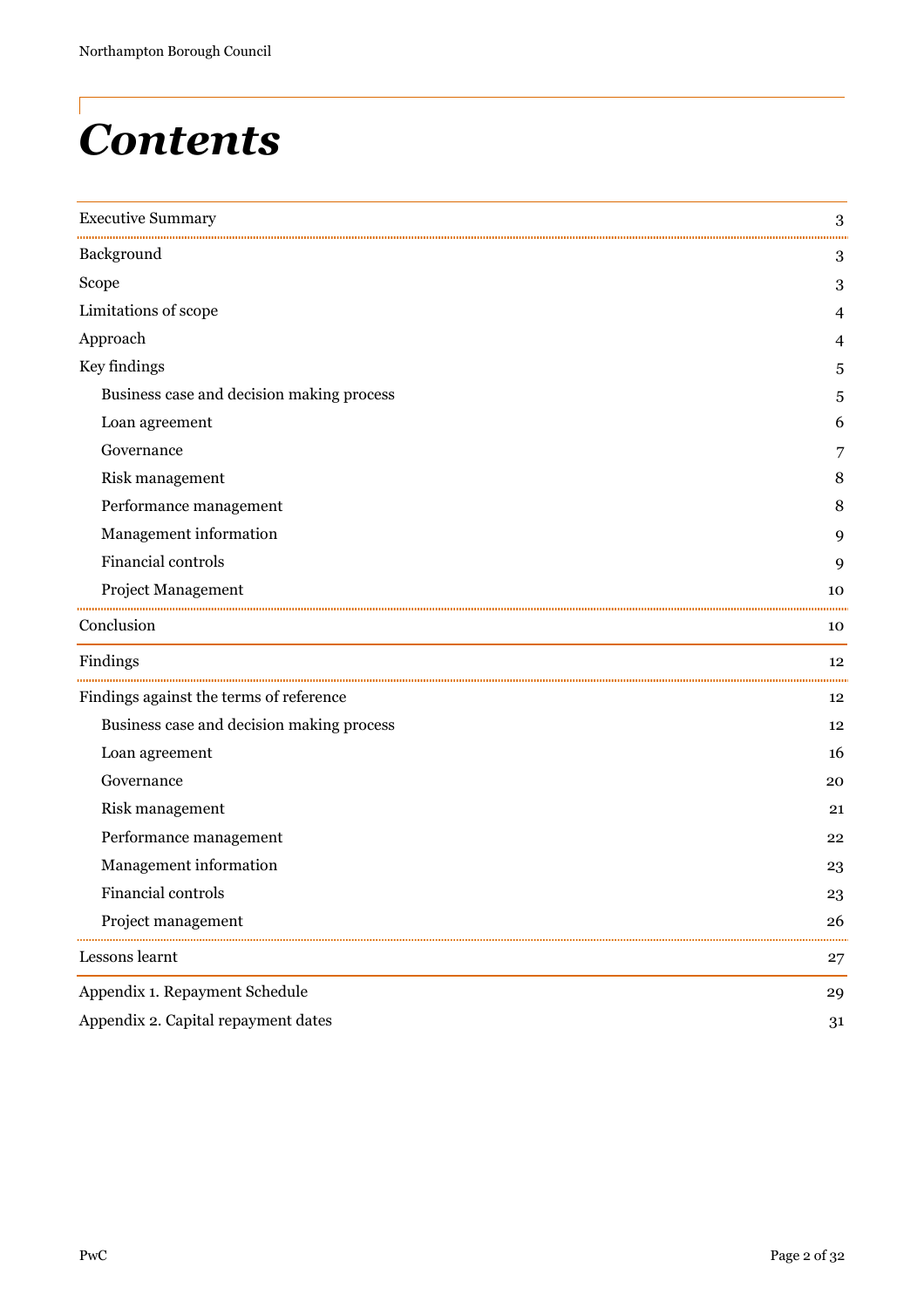# Contents

| | |
|---|---|
| Executive Summary | 3 |
| Background | 3 |
| Scope | 3 |
| Limitations of scope | 4 |
| Approach | 4 |
| Key findings | 5 |
| Business case and decision making process | 5 |
| Loan agreement | 6 |
| Governance | 7 |
| Risk management | 8 |
| Performance management | 8 |
| Management information | 9 |
| Financial controls | 9 |
| Project Management | 10 |
| Conclusion | 10 |
| Findings | 12 |
| Findings against the terms of reference | 12 |
| Business case and decision making process | 12 |
| Loan agreement | 16 |
| Governance | 20 |
| Risk management | 21 |
| Performance management | 22 |
| Management information | 23 |
| Financial controls | 23 |
| Project management | 26 |
| Lessons learnt | 27 |
| Appendix 1. Repayment Schedule | 29 |
| Appendix 2. Capital repayment dates | 31 |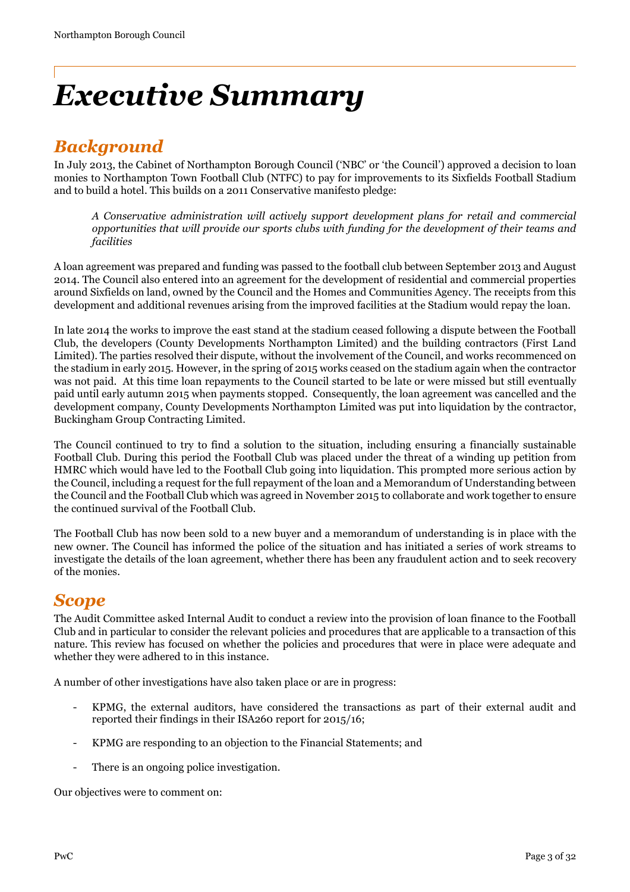# Executive Summary

## Background

In July 2013, the Cabinet of Northampton Borough Council ('NBC' or 'the Council') approved a decision to loan monies to Northampton Town Football Club (NTFC) to pay for improvements to its Sixfields Football Stadium and to build a hotel. This builds on a 2011 Conservative manifesto pledge:

> *A Conservative administration will actively support development plans for retail and commercial opportunities that will provide our sports clubs with funding for the development of their teams and facilities*

A loan agreement was prepared and funding was passed to the football club between September 2013 and August 2014. The Council also entered into an agreement for the development of residential and commercial properties around Sixfields on land, owned by the Council and the Homes and Communities Agency. The receipts from this development and additional revenues arising from the improved facilities at the Stadium would repay the loan.

In late 2014 the works to improve the east stand at the stadium ceased following a dispute between the Football Club, the developers (County Developments Northampton Limited) and the building contractors (First Land Limited). The parties resolved their dispute, without the involvement of the Council, and works recommenced on the stadium in early 2015. However, in the spring of 2015 works ceased on the stadium again when the contractor was not paid. At this time loan repayments to the Council started to be late or were missed but still eventually paid until early autumn 2015 when payments stopped. Consequently, the loan agreement was cancelled and the development company, County Developments Northampton Limited was put into liquidation by the contractor, Buckingham Group Contracting Limited.

The Council continued to try to find a solution to the situation, including ensuring a financially sustainable Football Club. During this period the Football Club was placed under the threat of a winding up petition from HMRC which would have led to the Football Club going into liquidation. This prompted more serious action by the Council, including a request for the full repayment of the loan and a Memorandum of Understanding between the Council and the Football Club which was agreed in November 2015 to collaborate and work together to ensure the continued survival of the Football Club.

The Football Club has now been sold to a new buyer and a memorandum of understanding is in place with the new owner. The Council has informed the police of the situation and has initiated a series of work streams to investigate the details of the loan agreement, whether there has been any fraudulent action and to seek recovery of the monies.

## Scope

The Audit Committee asked Internal Audit to conduct a review into the provision of loan finance to the Football Club and in particular to consider the relevant policies and procedures that are applicable to a transaction of this nature. This review has focused on whether the policies and procedures that were in place were adequate and whether they were adhered to in this instance.

A number of other investigations have also taken place or are in progress:

- KPMG, the external auditors, have considered the transactions as part of their external audit and reported their findings in their ISA260 report for 2015/16;
- KPMG are responding to an objection to the Financial Statements; and
- There is an ongoing police investigation.

Our objectives were to comment on: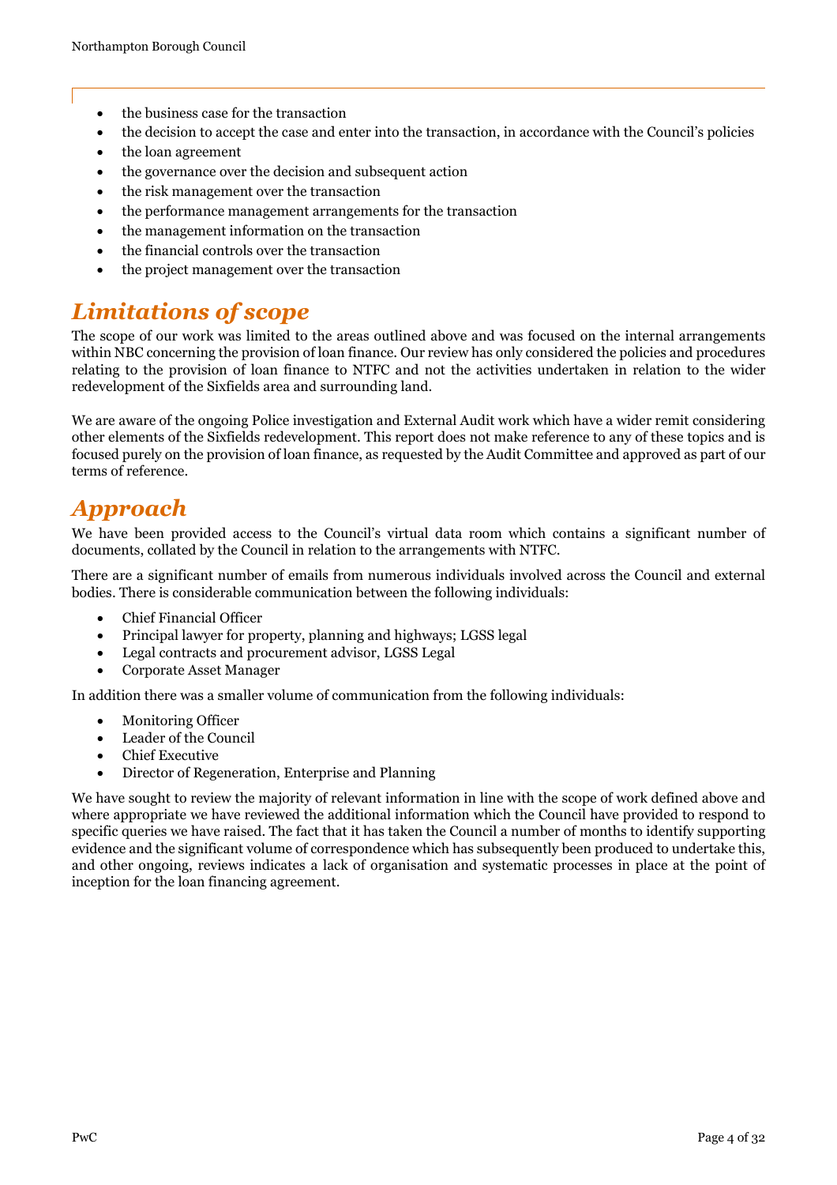- the business case for the transaction
- the decision to accept the case and enter into the transaction, in accordance with the Council's policies
- the loan agreement
- the governance over the decision and subsequent action
- the risk management over the transaction
- the performance management arrangements for the transaction
- the management information on the transaction
- the financial controls over the transaction
- the project management over the transaction

## *Limitations of scope*

The scope of our work was limited to the areas outlined above and was focused on the internal arrangements within NBC concerning the provision of loan finance. Our review has only considered the policies and procedures relating to the provision of loan finance to NTFC and not the activities undertaken in relation to the wider redevelopment of the Sixfields area and surrounding land.

We are aware of the ongoing Police investigation and External Audit work which have a wider remit considering other elements of the Sixfields redevelopment. This report does not make reference to any of these topics and is focused purely on the provision of loan finance, as requested by the Audit Committee and approved as part of our terms of reference.

## *Approach*

We have been provided access to the Council's virtual data room which contains a significant number of documents, collated by the Council in relation to the arrangements with NTFC.

There are a significant number of emails from numerous individuals involved across the Council and external bodies. There is considerable communication between the following individuals:

- Chief Financial Officer
- Principal lawyer for property, planning and highways; LGSS legal
- Legal contracts and procurement advisor, LGSS Legal
- Corporate Asset Manager

In addition there was a smaller volume of communication from the following individuals:

- Monitoring Officer
- Leader of the Council
- Chief Executive
- Director of Regeneration, Enterprise and Planning

We have sought to review the majority of relevant information in line with the scope of work defined above and where appropriate we have reviewed the additional information which the Council have provided to respond to specific queries we have raised. The fact that it has taken the Council a number of months to identify supporting evidence and the significant volume of correspondence which has subsequently been produced to undertake this, and other ongoing, reviews indicates a lack of organisation and systematic processes in place at the point of inception for the loan financing agreement.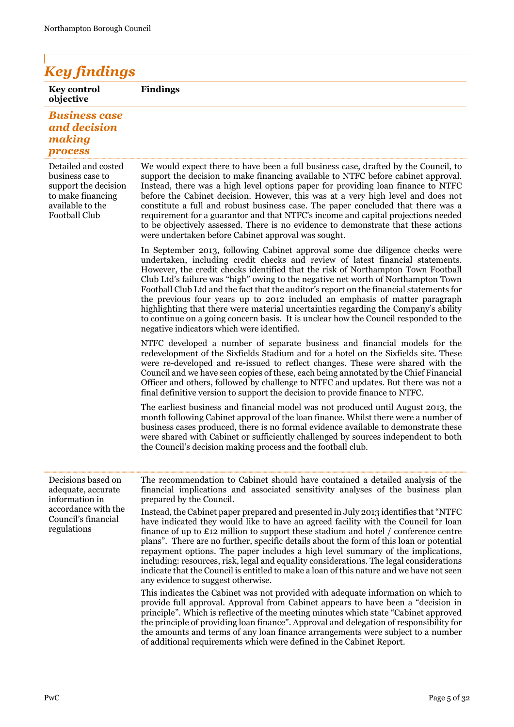# *Key findings*

| Key control objective | Findings |
|---|---|
| ***Business case and decision making process*** | |
| Detailed and costed business case to support the decision to make financing available to the Football Club | We would expect there to have been a full business case, drafted by the Council, to support the decision to make financing available to NTFC before cabinet approval. Instead, there was a high level options paper for providing loan finance to NTFC before the Cabinet decision. However, this was at a very high level and does not constitute a full and robust business case. The paper concluded that there was a requirement for a guarantor and that NTFC's income and capital projections needed to be objectively assessed. There is no evidence to demonstrate that these actions were undertaken before Cabinet approval was sought.<br><br>In September 2013, following Cabinet approval some due diligence checks were undertaken, including credit checks and review of latest financial statements. However, the credit checks identified that the risk of Northampton Town Football Club Ltd's failure was "high" owing to the negative net worth of Northampton Town Football Club Ltd and the fact that the auditor's report on the financial statements for the previous four years up to 2012 included an emphasis of matter paragraph highlighting that there were material uncertainties regarding the Company's ability to continue on a going concern basis. It is unclear how the Council responded to the negative indicators which were identified.<br><br>NTFC developed a number of separate business and financial models for the redevelopment of the Sixfields Stadium and for a hotel on the Sixfields site. These were re-developed and re-issued to reflect changes. These were shared with the Council and we have seen copies of these, each being annotated by the Chief Financial Officer and others, followed by challenge to NTFC and updates. But there was not a final definitive version to support the decision to provide finance to NTFC.<br><br>The earliest business and financial model was not produced until August 2013, the month following Cabinet approval of the loan finance. Whilst there were a number of business cases produced, there is no formal evidence available to demonstrate these were shared with Cabinet or sufficiently challenged by sources independent to both the Council's decision making process and the football club. |
| Decisions based on adequate, accurate information in accordance with the Council's financial regulations | The recommendation to Cabinet should have contained a detailed analysis of the financial implications and associated sensitivity analyses of the business plan prepared by the Council.<br><br>Instead, the Cabinet paper prepared and presented in July 2013 identifies that "NTFC have indicated they would like to have an agreed facility with the Council for loan finance of up to £12 million to support these stadium and hotel / conference centre plans". There are no further, specific details about the form of this loan or potential repayment options. The paper includes a high level summary of the implications, including: resources, risk, legal and equality considerations. The legal considerations indicate that the Council is entitled to make a loan of this nature and we have not seen any evidence to suggest otherwise.<br><br>This indicates the Cabinet was not provided with adequate information on which to provide full approval. Approval from Cabinet appears to have been a "decision in principle". Which is reflective of the meeting minutes which state "Cabinet approved the principle of providing loan finance". Approval and delegation of responsibility for the amounts and terms of any loan finance arrangements were subject to a number of additional requirements which were defined in the Cabinet Report. |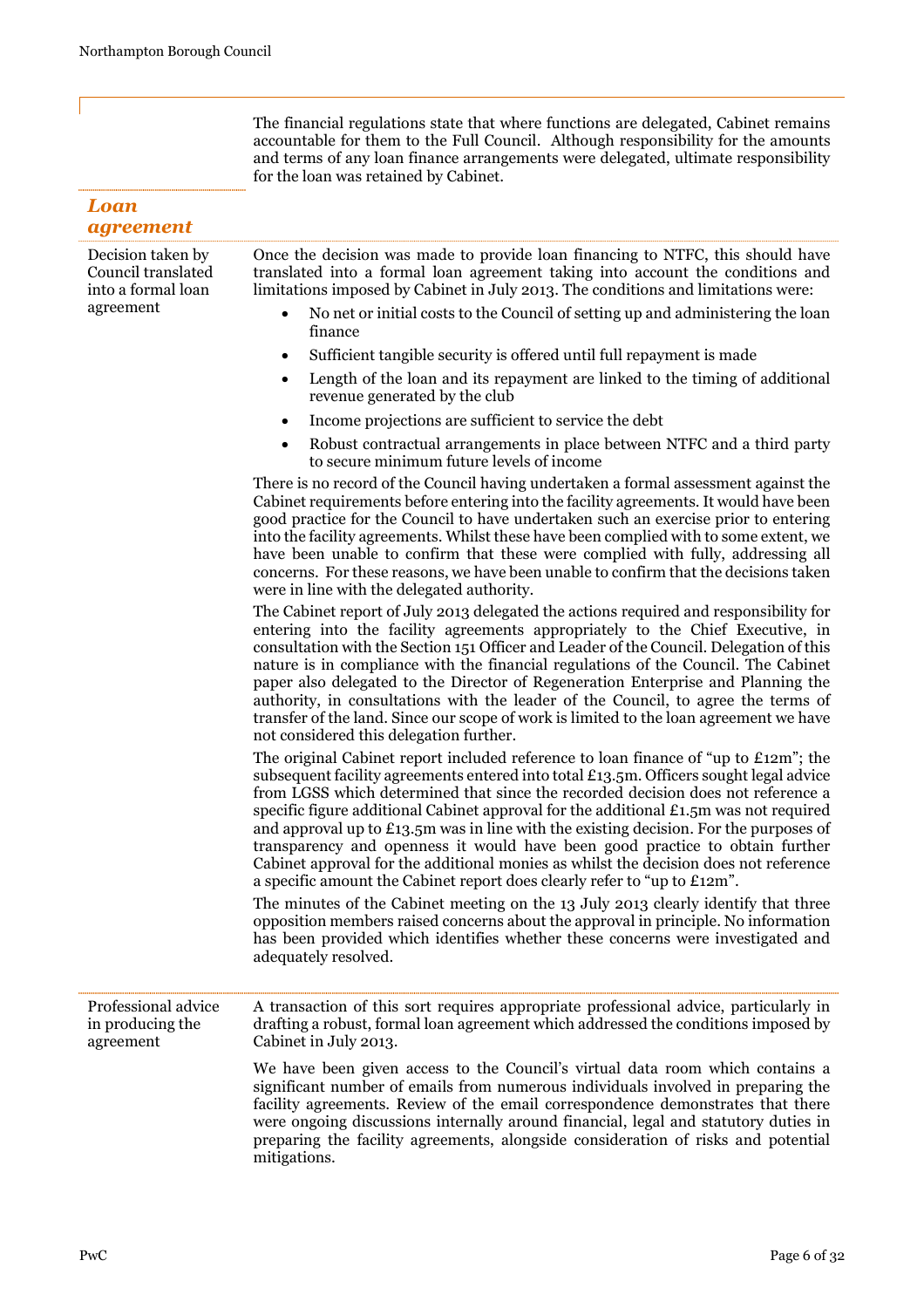The financial regulations state that where functions are delegated, Cabinet remains accountable for them to the Full Council. Although responsibility for the amounts and terms of any loan finance arrangements were delegated, ultimate responsibility for the loan was retained by Cabinet.

## *Loan agreement*

**Decision taken by Council translated into a formal loan agreement**

Once the decision was made to provide loan financing to NTFC, this should have translated into a formal loan agreement taking into account the conditions and limitations imposed by Cabinet in July 2013. The conditions and limitations were:

- No net or initial costs to the Council of setting up and administering the loan finance
- Sufficient tangible security is offered until full repayment is made
- Length of the loan and its repayment are linked to the timing of additional revenue generated by the club
- Income projections are sufficient to service the debt
- Robust contractual arrangements in place between NTFC and a third party to secure minimum future levels of income

There is no record of the Council having undertaken a formal assessment against the Cabinet requirements before entering into the facility agreements. It would have been good practice for the Council to have undertaken such an exercise prior to entering into the facility agreements. Whilst these have been complied with to some extent, we have been unable to confirm that these were complied with fully, addressing all concerns. For these reasons, we have been unable to confirm that the decisions taken were in line with the delegated authority.

The Cabinet report of July 2013 delegated the actions required and responsibility for entering into the facility agreements appropriately to the Chief Executive, in consultation with the Section 151 Officer and Leader of the Council. Delegation of this nature is in compliance with the financial regulations of the Council. The Cabinet paper also delegated to the Director of Regeneration Enterprise and Planning the authority, in consultations with the leader of the Council, to agree the terms of transfer of the land. Since our scope of work is limited to the loan agreement we have not considered this delegation further.

The original Cabinet report included reference to loan finance of "up to £12m"; the subsequent facility agreements entered into total £13.5m. Officers sought legal advice from LGSS which determined that since the recorded decision does not reference a specific figure additional Cabinet approval for the additional £1.5m was not required and approval up to £13.5m was in line with the existing decision. For the purposes of transparency and openness it would have been good practice to obtain further Cabinet approval for the additional monies as whilst the decision does not reference a specific amount the Cabinet report does clearly refer to "up to £12m".

The minutes of the Cabinet meeting on the 13 July 2013 clearly identify that three opposition members raised concerns about the approval in principle. No information has been provided which identifies whether these concerns were investigated and adequately resolved.

**Professional advice in producing the agreement**

A transaction of this sort requires appropriate professional advice, particularly in drafting a robust, formal loan agreement which addressed the conditions imposed by Cabinet in July 2013.

We have been given access to the Council's virtual data room which contains a significant number of emails from numerous individuals involved in preparing the facility agreements. Review of the email correspondence demonstrates that there were ongoing discussions internally around financial, legal and statutory duties in preparing the facility agreements, alongside consideration of risks and potential mitigations.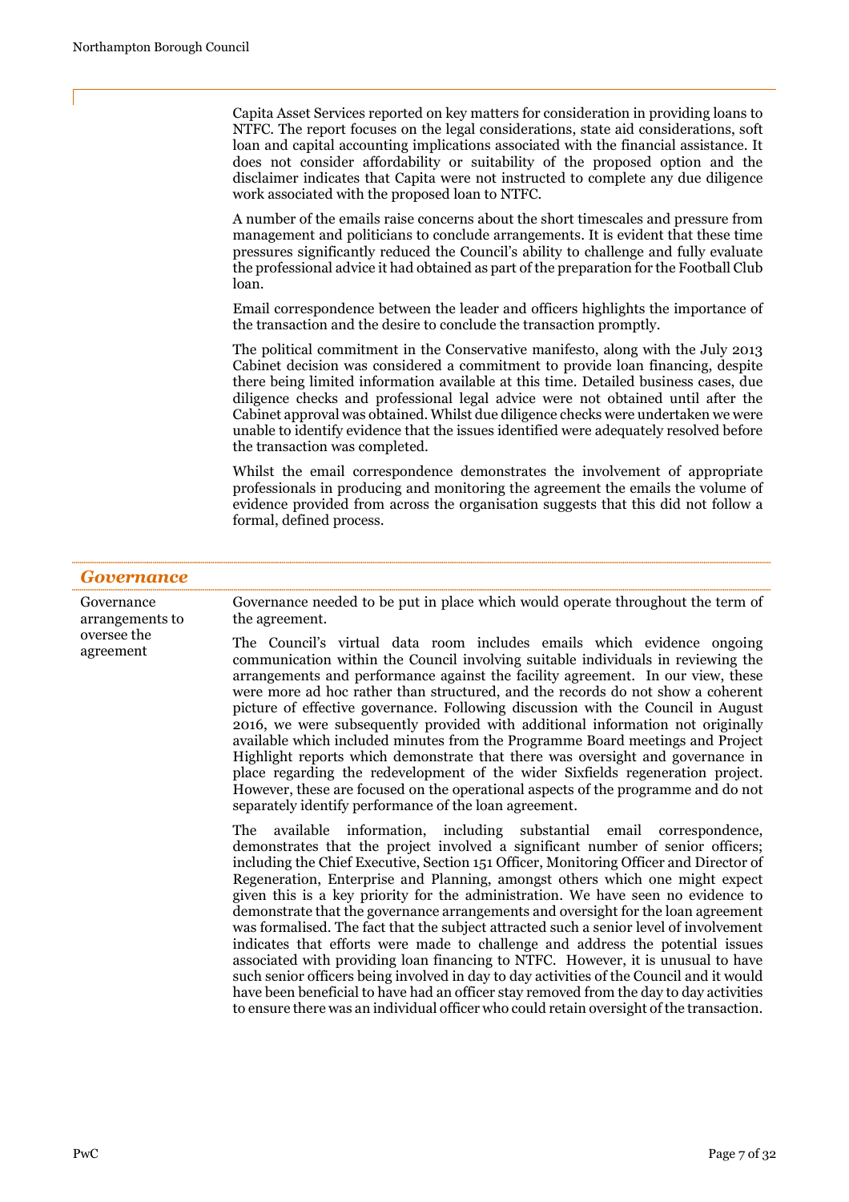Capita Asset Services reported on key matters for consideration in providing loans to NTFC. The report focuses on the legal considerations, state aid considerations, soft loan and capital accounting implications associated with the financial assistance. It does not consider affordability or suitability of the proposed option and the disclaimer indicates that Capita were not instructed to complete any due diligence work associated with the proposed loan to NTFC.

A number of the emails raise concerns about the short timescales and pressure from management and politicians to conclude arrangements. It is evident that these time pressures significantly reduced the Council's ability to challenge and fully evaluate the professional advice it had obtained as part of the preparation for the Football Club loan.

Email correspondence between the leader and officers highlights the importance of the transaction and the desire to conclude the transaction promptly.

The political commitment in the Conservative manifesto, along with the July 2013 Cabinet decision was considered a commitment to provide loan financing, despite there being limited information available at this time. Detailed business cases, due diligence checks and professional legal advice were not obtained until after the Cabinet approval was obtained. Whilst due diligence checks were undertaken we were unable to identify evidence that the issues identified were adequately resolved before the transaction was completed.

Whilst the email correspondence demonstrates the involvement of appropriate professionals in producing and monitoring the agreement the emails the volume of evidence provided from across the organisation suggests that this did not follow a formal, defined process.

## *Governance*

**Governance arrangements to oversee the agreement**

Governance needed to be put in place which would operate throughout the term of the agreement.

The Council's virtual data room includes emails which evidence ongoing communication within the Council involving suitable individuals in reviewing the arrangements and performance against the facility agreement. In our view, these were more ad hoc rather than structured, and the records do not show a coherent picture of effective governance. Following discussion with the Council in August 2016, we were subsequently provided with additional information not originally available which included minutes from the Programme Board meetings and Project Highlight reports which demonstrate that there was oversight and governance in place regarding the redevelopment of the wider Sixfields regeneration project. However, these are focused on the operational aspects of the programme and do not separately identify performance of the loan agreement.

The available information, including substantial email correspondence, demonstrates that the project involved a significant number of senior officers; including the Chief Executive, Section 151 Officer, Monitoring Officer and Director of Regeneration, Enterprise and Planning, amongst others which one might expect given this is a key priority for the administration. We have seen no evidence to demonstrate that the governance arrangements and oversight for the loan agreement was formalised. The fact that the subject attracted such a senior level of involvement indicates that efforts were made to challenge and address the potential issues associated with providing loan financing to NTFC. However, it is unusual to have such senior officers being involved in day to day activities of the Council and it would have been beneficial to have had an officer stay removed from the day to day activities to ensure there was an individual officer who could retain oversight of the transaction.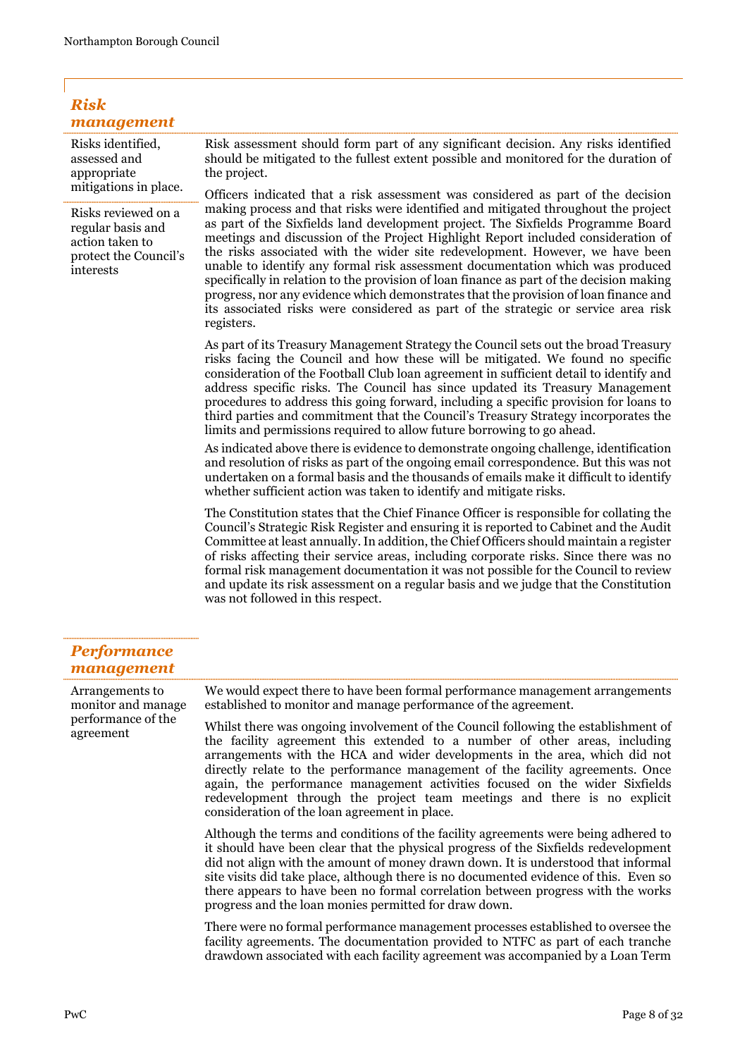## *Risk management*

| | |
|---|---|
| Risks identified, assessed and appropriate mitigations in place.<br><br>Risks reviewed on a regular basis and action taken to protect the Council's interests | Risk assessment should form part of any significant decision. Any risks identified should be mitigated to the fullest extent possible and monitored for the duration of the project.<br><br>Officers indicated that a risk assessment was considered as part of the decision making process and that risks were identified and mitigated throughout the project as part of the Sixfields land development project. The Sixfields Programme Board meetings and discussion of the Project Highlight Report included consideration of the risks associated with the wider site redevelopment. However, we have been unable to identify any formal risk assessment documentation which was produced specifically in relation to the provision of loan finance as part of the decision making progress, nor any evidence which demonstrates that the provision of loan finance and its associated risks were considered as part of the strategic or service area risk registers.<br><br>As part of its Treasury Management Strategy the Council sets out the broad Treasury risks facing the Council and how these will be mitigated. We found no specific consideration of the Football Club loan agreement in sufficient detail to identify and address specific risks. The Council has since updated its Treasury Management procedures to address this going forward, including a specific provision for loans to third parties and commitment that the Council's Treasury Strategy incorporates the limits and permissions required to allow future borrowing to go ahead.<br><br>As indicated above there is evidence to demonstrate ongoing challenge, identification and resolution of risks as part of the ongoing email correspondence. But this was not undertaken on a formal basis and the thousands of emails make it difficult to identify whether sufficient action was taken to identify and mitigate risks.<br><br>The Constitution states that the Chief Finance Officer is responsible for collating the Council's Strategic Risk Register and ensuring it is reported to Cabinet and the Audit Committee at least annually. In addition, the Chief Officers should maintain a register of risks affecting their service areas, including corporate risks. Since there was no formal risk management documentation it was not possible for the Council to review and update its risk assessment on a regular basis and we judge that the Constitution was not followed in this respect. |

## *Performance management*

| | |
|---|---|
| Arrangements to monitor and manage performance of the agreement | We would expect there to have been formal performance management arrangements established to monitor and manage performance of the agreement.<br><br>Whilst there was ongoing involvement of the Council following the establishment of the facility agreement this extended to a number of other areas, including arrangements with the HCA and wider developments in the area, which did not directly relate to the performance management of the facility agreements. Once again, the performance management activities focused on the wider Sixfields redevelopment through the project team meetings and there is no explicit consideration of the loan agreement in place.<br><br>Although the terms and conditions of the facility agreements were being adhered to it should have been clear that the physical progress of the Sixfields redevelopment did not align with the amount of money drawn down. It is understood that informal site visits did take place, although there is no documented evidence of this. Even so there appears to have been no formal correlation between progress with the works progress and the loan monies permitted for draw down.<br><br>There were no formal performance management processes established to oversee the facility agreements. The documentation provided to NTFC as part of each tranche drawdown associated with each facility agreement was accompanied by a Loan Term |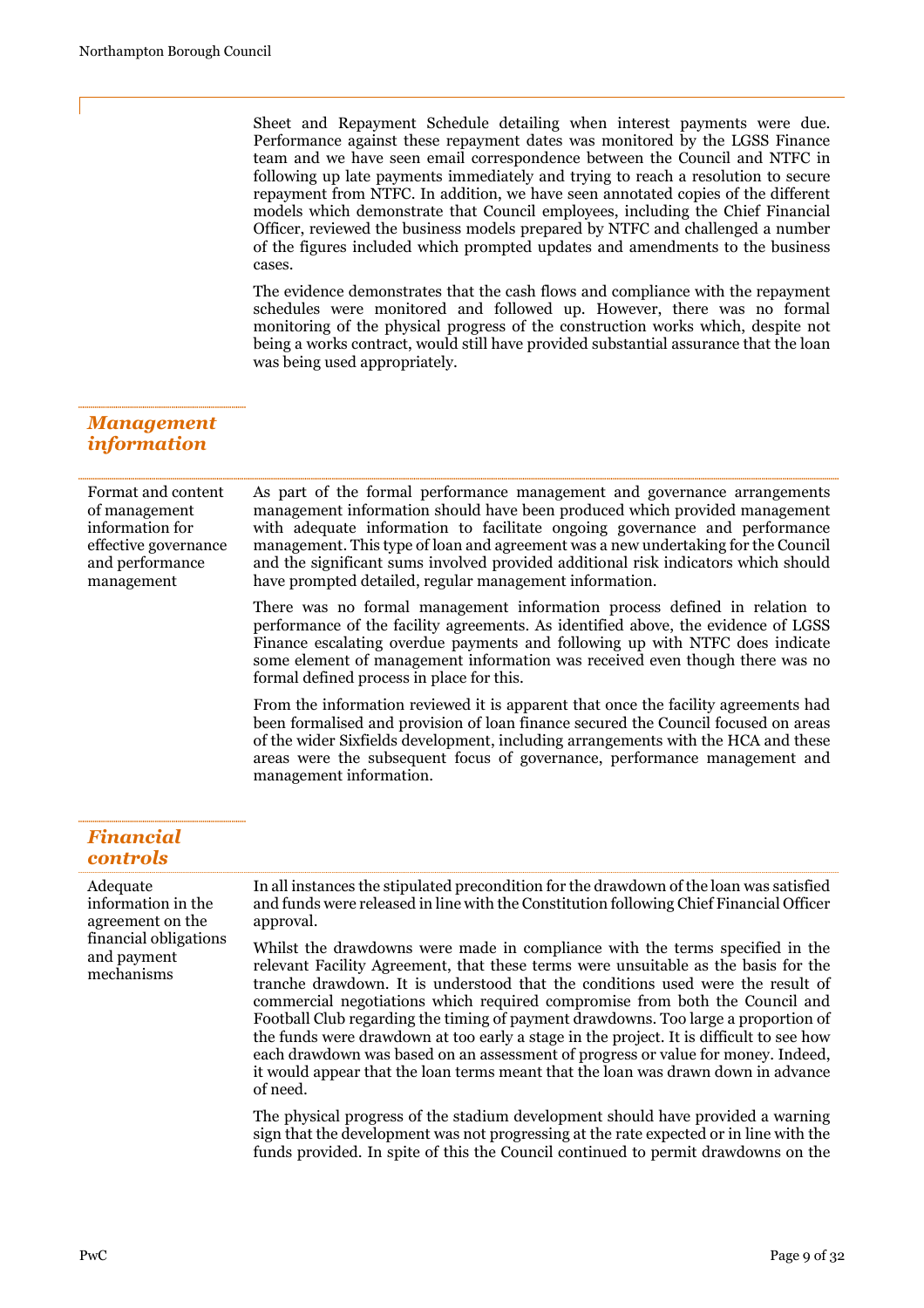Sheet and Repayment Schedule detailing when interest payments were due. Performance against these repayment dates was monitored by the LGSS Finance team and we have seen email correspondence between the Council and NTFC in following up late payments immediately and trying to reach a resolution to secure repayment from NTFC. In addition, we have seen annotated copies of the different models which demonstrate that Council employees, including the Chief Financial Officer, reviewed the business models prepared by NTFC and challenged a number of the figures included which prompted updates and amendments to the business cases.

The evidence demonstrates that the cash flows and compliance with the repayment schedules were monitored and followed up. However, there was no formal monitoring of the physical progress of the construction works which, despite not being a works contract, would still have provided substantial assurance that the loan was being used appropriately.

## *Management information*

**Format and content of management information for effective governance and performance management**

As part of the formal performance management and governance arrangements management information should have been produced which provided management with adequate information to facilitate ongoing governance and performance management. This type of loan and agreement was a new undertaking for the Council and the significant sums involved provided additional risk indicators which should have prompted detailed, regular management information.

There was no formal management information process defined in relation to performance of the facility agreements. As identified above, the evidence of LGSS Finance escalating overdue payments and following up with NTFC does indicate some element of management information was received even though there was no formal defined process in place for this.

From the information reviewed it is apparent that once the facility agreements had been formalised and provision of loan finance secured the Council focused on areas of the wider Sixfields development, including arrangements with the HCA and these areas were the subsequent focus of governance, performance management and management information.

## *Financial controls*

**Adequate information in the agreement on the financial obligations and payment mechanisms**

In all instances the stipulated precondition for the drawdown of the loan was satisfied and funds were released in line with the Constitution following Chief Financial Officer approval.

Whilst the drawdowns were made in compliance with the terms specified in the relevant Facility Agreement, that these terms were unsuitable as the basis for the tranche drawdown. It is understood that the conditions used were the result of commercial negotiations which required compromise from both the Council and Football Club regarding the timing of payment drawdowns. Too large a proportion of the funds were drawdown at too early a stage in the project. It is difficult to see how each drawdown was based on an assessment of progress or value for money. Indeed, it would appear that the loan terms meant that the loan was drawn down in advance of need.

The physical progress of the stadium development should have provided a warning sign that the development was not progressing at the rate expected or in line with the funds provided. In spite of this the Council continued to permit drawdowns on the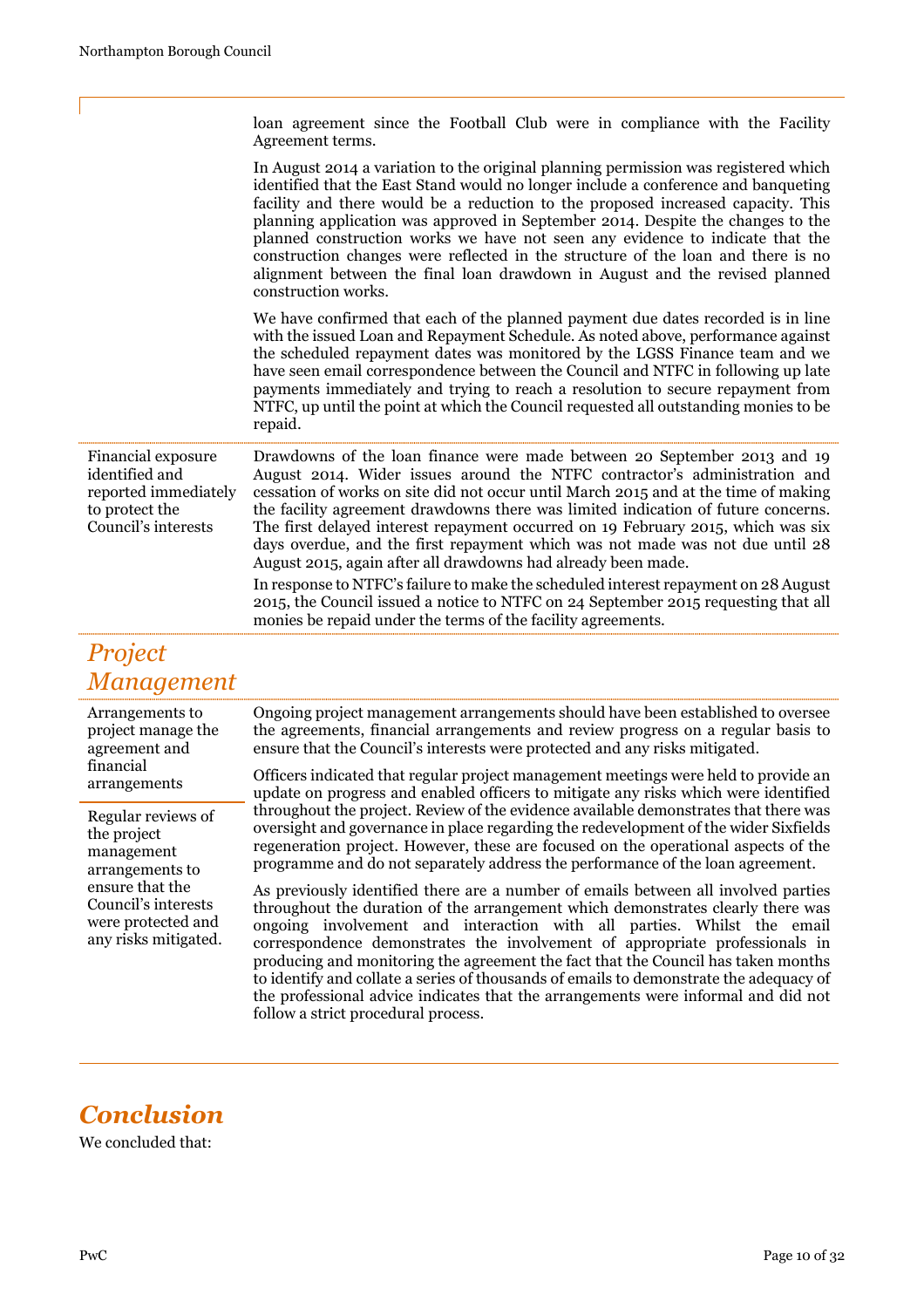| | |
|---|---|
| | loan agreement since the Football Club were in compliance with the Facility Agreement terms.<br><br>In August 2014 a variation to the original planning permission was registered which identified that the East Stand would no longer include a conference and banqueting facility and there would be a reduction to the proposed increased capacity. This planning application was approved in September 2014. Despite the changes to the planned construction works we have not seen any evidence to indicate that the construction changes were reflected in the structure of the loan and there is no alignment between the final loan drawdown in August and the revised planned construction works.<br><br>We have confirmed that each of the planned payment due dates recorded is in line with the issued Loan and Repayment Schedule. As noted above, performance against the scheduled repayment dates was monitored by the LGSS Finance team and we have seen email correspondence between the Council and NTFC in following up late payments immediately and trying to reach a resolution to secure repayment from NTFC, up until the point at which the Council requested all outstanding monies to be repaid. |
| Financial exposure identified and reported immediately to protect the Council's interests | Drawdowns of the loan finance were made between 20 September 2013 and 19 August 2014. Wider issues around the NTFC contractor's administration and cessation of works on site did not occur until March 2015 and at the time of making the facility agreement drawdowns there was limited indication of future concerns. The first delayed interest repayment occurred on 19 February 2015, which was six days overdue, and the first repayment which was not made was not due until 28 August 2015, again after all drawdowns had already been made.<br><br>In response to NTFC's failure to make the scheduled interest repayment on 28 August 2015, the Council issued a notice to NTFC on 24 September 2015 requesting that all monies be repaid under the terms of the facility agreements. |

## *Project Management*

| | |
|---|---|
| Arrangements to project manage the agreement and financial arrangements<br><br>Regular reviews of the project management arrangements to ensure that the Council's interests were protected and any risks mitigated. | Ongoing project management arrangements should have been established to oversee the agreements, financial arrangements and review progress on a regular basis to ensure that the Council's interests were protected and any risks mitigated.<br><br>Officers indicated that regular project management meetings were held to provide an update on progress and enabled officers to mitigate any risks which were identified throughout the project. Review of the evidence available demonstrates that there was oversight and governance in place regarding the redevelopment of the wider Sixfields regeneration project. However, these are focused on the operational aspects of the programme and do not separately address the performance of the loan agreement.<br><br>As previously identified there are a number of emails between all involved parties throughout the duration of the arrangement which demonstrates clearly there was ongoing involvement and interaction with all parties. Whilst the email correspondence demonstrates the involvement of appropriate professionals in producing and monitoring the agreement the fact that the Council has taken months to identify and collate a series of thousands of emails to demonstrate the adequacy of the professional advice indicates that the arrangements were informal and did not follow a strict procedural process. |

# *Conclusion*

We concluded that: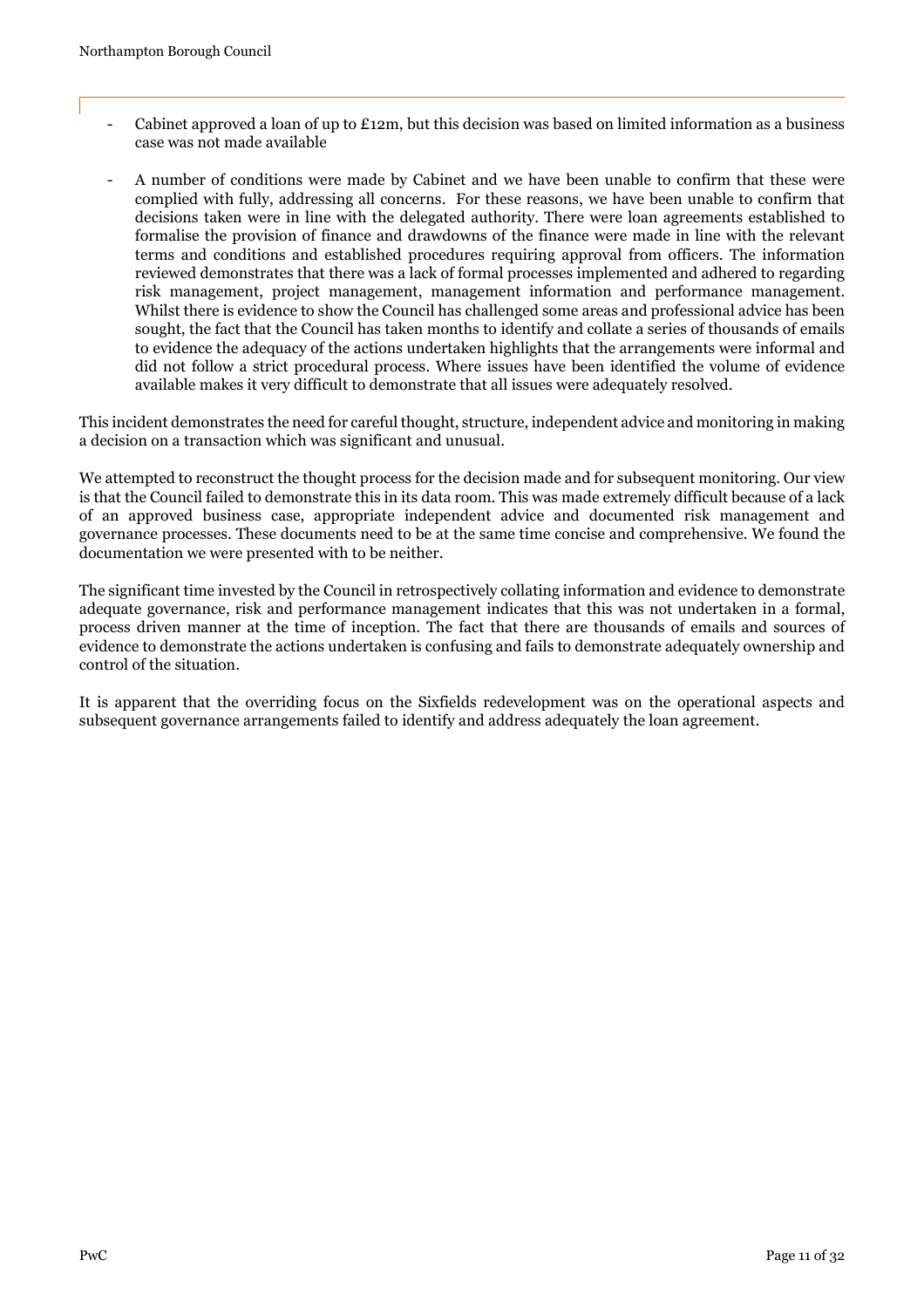- Cabinet approved a loan of up to £12m, but this decision was based on limited information as a business case was not made available

- A number of conditions were made by Cabinet and we have been unable to confirm that these were complied with fully, addressing all concerns. For these reasons, we have been unable to confirm that decisions taken were in line with the delegated authority. There were loan agreements established to formalise the provision of finance and drawdowns of the finance were made in line with the relevant terms and conditions and established procedures requiring approval from officers. The information reviewed demonstrates that there was a lack of formal processes implemented and adhered to regarding risk management, project management, management information and performance management. Whilst there is evidence to show the Council has challenged some areas and professional advice has been sought, the fact that the Council has taken months to identify and collate a series of thousands of emails to evidence the adequacy of the actions undertaken highlights that the arrangements were informal and did not follow a strict procedural process. Where issues have been identified the volume of evidence available makes it very difficult to demonstrate that all issues were adequately resolved.

This incident demonstrates the need for careful thought, structure, independent advice and monitoring in making a decision on a transaction which was significant and unusual.

We attempted to reconstruct the thought process for the decision made and for subsequent monitoring. Our view is that the Council failed to demonstrate this in its data room. This was made extremely difficult because of a lack of an approved business case, appropriate independent advice and documented risk management and governance processes. These documents need to be at the same time concise and comprehensive. We found the documentation we were presented with to be neither.

The significant time invested by the Council in retrospectively collating information and evidence to demonstrate adequate governance, risk and performance management indicates that this was not undertaken in a formal, process driven manner at the time of inception. The fact that there are thousands of emails and sources of evidence to demonstrate the actions undertaken is confusing and fails to demonstrate adequately ownership and control of the situation.

It is apparent that the overriding focus on the Sixfields redevelopment was on the operational aspects and subsequent governance arrangements failed to identify and address adequately the loan agreement.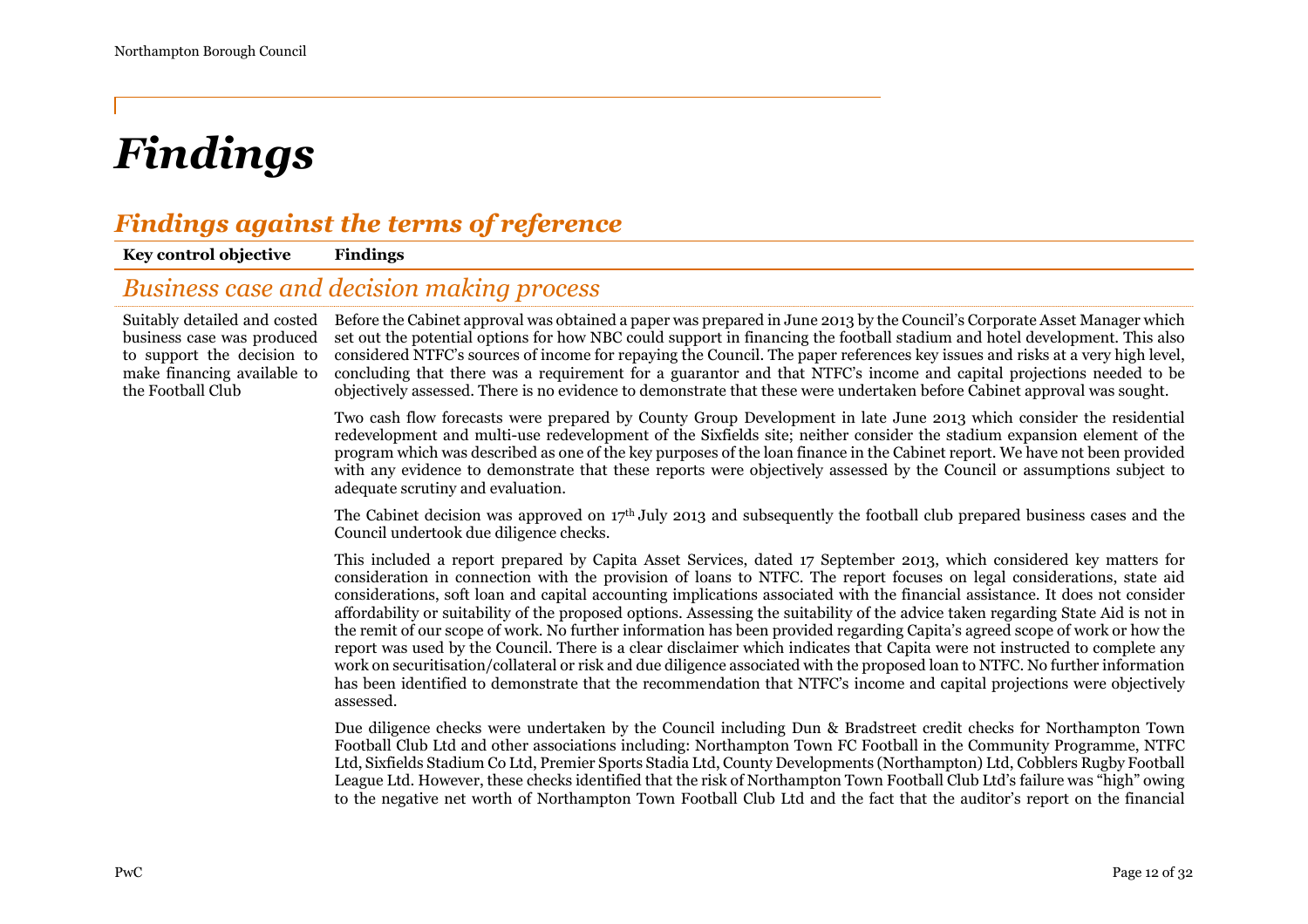# Findings

## Findings against the terms of reference

| Key control objective | Findings |
|---|---|

### Business case and decision making process

| Key control objective | Findings |
|---|---|
| Suitably detailed and costed business case was produced to support the decision to make financing available to the Football Club | Before the Cabinet approval was obtained a paper was prepared in June 2013 by the Council's Corporate Asset Manager which set out the potential options for how NBC could support in financing the football stadium and hotel development. This also considered NTFC's sources of income for repaying the Council. The paper references key issues and risks at a very high level, concluding that there was a requirement for a guarantor and that NTFC's income and capital projections needed to be objectively assessed. There is no evidence to demonstrate that these were undertaken before Cabinet approval was sought.<br><br>Two cash flow forecasts were prepared by County Group Development in late June 2013 which consider the residential redevelopment and multi-use redevelopment of the Sixfields site; neither consider the stadium expansion element of the program which was described as one of the key purposes of the loan finance in the Cabinet report. We have not been provided with any evidence to demonstrate that these reports were objectively assessed by the Council or assumptions subject to adequate scrutiny and evaluation.<br><br>The Cabinet decision was approved on 17th July 2013 and subsequently the football club prepared business cases and the Council undertook due diligence checks.<br><br>This included a report prepared by Capita Asset Services, dated 17 September 2013, which considered key matters for consideration in connection with the provision of loans to NTFC. The report focuses on legal considerations, state aid considerations, soft loan and capital accounting implications associated with the financial assistance. It does not consider affordability or suitability of the proposed options. Assessing the suitability of the advice taken regarding State Aid is not in the remit of our scope of work. No further information has been provided regarding Capita's agreed scope of work or how the report was used by the Council. There is a clear disclaimer which indicates that Capita were not instructed to complete any work on securitisation/collateral or risk and due diligence associated with the proposed loan to NTFC. No further information has been identified to demonstrate that the recommendation that NTFC's income and capital projections were objectively assessed.<br><br>Due diligence checks were undertaken by the Council including Dun & Bradstreet credit checks for Northampton Town Football Club Ltd and other associations including: Northampton Town FC Football in the Community Programme, NTFC Ltd, Sixfields Stadium Co Ltd, Premier Sports Stadia Ltd, County Developments (Northampton) Ltd, Cobblers Rugby Football League Ltd. However, these checks identified that the risk of Northampton Town Football Club Ltd's failure was "high" owing to the negative net worth of Northampton Town Football Club Ltd and the fact that the auditor's report on the financial |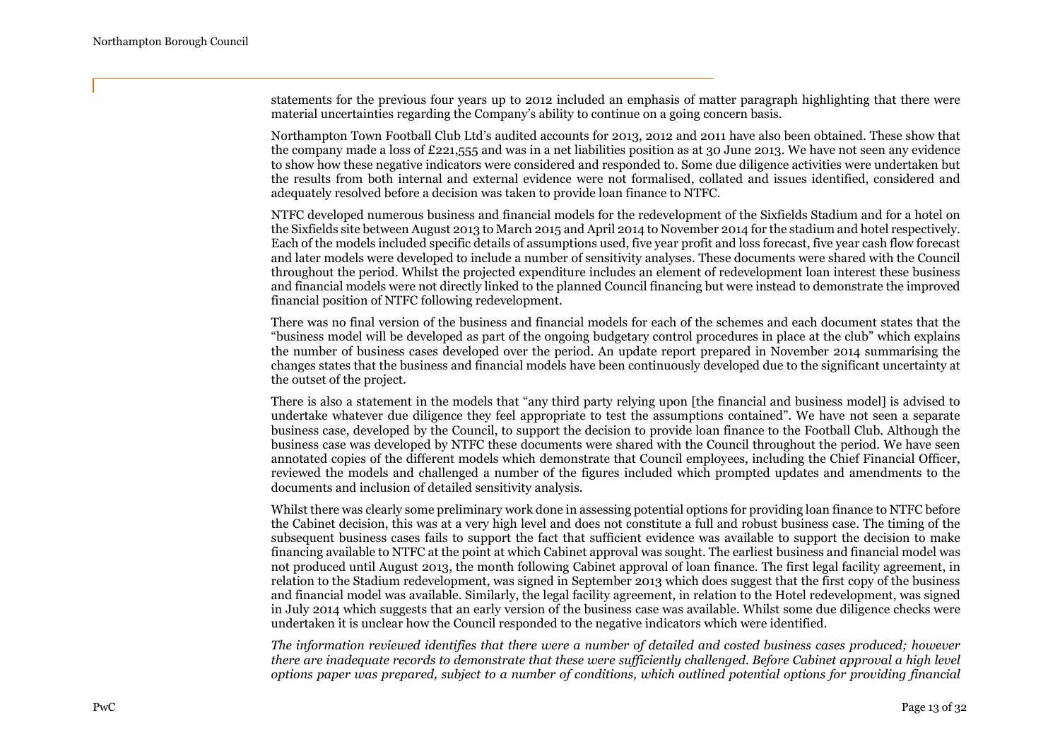statements for the previous four years up to 2012 included an emphasis of matter paragraph highlighting that there were material uncertainties regarding the Company's ability to continue on a going concern basis.

Northampton Town Football Club Ltd's audited accounts for 2013, 2012 and 2011 have also been obtained. These show that the company made a loss of £221,555 and was in a net liabilities position as at 30 June 2013. We have not seen any evidence to show how these negative indicators were considered and responded to. Some due diligence activities were undertaken but the results from both internal and external evidence were not formalised, collated and issues identified, considered and adequately resolved before a decision was taken to provide loan finance to NTFC.

NTFC developed numerous business and financial models for the redevelopment of the Sixfields Stadium and for a hotel on the Sixfields site between August 2013 to March 2015 and April 2014 to November 2014 for the stadium and hotel respectively. Each of the models included specific details of assumptions used, five year profit and loss forecast, five year cash flow forecast and later models were developed to include a number of sensitivity analyses. These documents were shared with the Council throughout the period. Whilst the projected expenditure includes an element of redevelopment loan interest these business and financial models were not directly linked to the planned Council financing but were instead to demonstrate the improved financial position of NTFC following redevelopment.

There was no final version of the business and financial models for each of the schemes and each document states that the "business model will be developed as part of the ongoing budgetary control procedures in place at the club" which explains the number of business cases developed over the period. An update report prepared in November 2014 summarising the changes states that the business and financial models have been continuously developed due to the significant uncertainty at the outset of the project.

There is also a statement in the models that "any third party relying upon [the financial and business model] is advised to undertake whatever due diligence they feel appropriate to test the assumptions contained". We have not seen a separate business case, developed by the Council, to support the decision to provide loan finance to the Football Club. Although the business case was developed by NTFC these documents were shared with the Council throughout the period. We have seen annotated copies of the different models which demonstrate that Council employees, including the Chief Financial Officer, reviewed the models and challenged a number of the figures included which prompted updates and amendments to the documents and inclusion of detailed sensitivity analysis.

Whilst there was clearly some preliminary work done in assessing potential options for providing loan finance to NTFC before the Cabinet decision, this was at a very high level and does not constitute a full and robust business case. The timing of the subsequent business cases fails to support the fact that sufficient evidence was available to support the decision to make financing available to NTFC at the point at which Cabinet approval was sought. The earliest business and financial model was not produced until August 2013, the month following Cabinet approval of loan finance. The first legal facility agreement, in relation to the Stadium redevelopment, was signed in September 2013 which does suggest that the first copy of the business and financial model was available. Similarly, the legal facility agreement, in relation to the Hotel redevelopment, was signed in July 2014 which suggests that an early version of the business case was available. Whilst some due diligence checks were undertaken it is unclear how the Council responded to the negative indicators which were identified.

*The information reviewed identifies that there were a number of detailed and costed business cases produced; however there are inadequate records to demonstrate that these were sufficiently challenged. Before Cabinet approval a high level options paper was prepared, subject to a number of conditions, which outlined potential options for providing financial*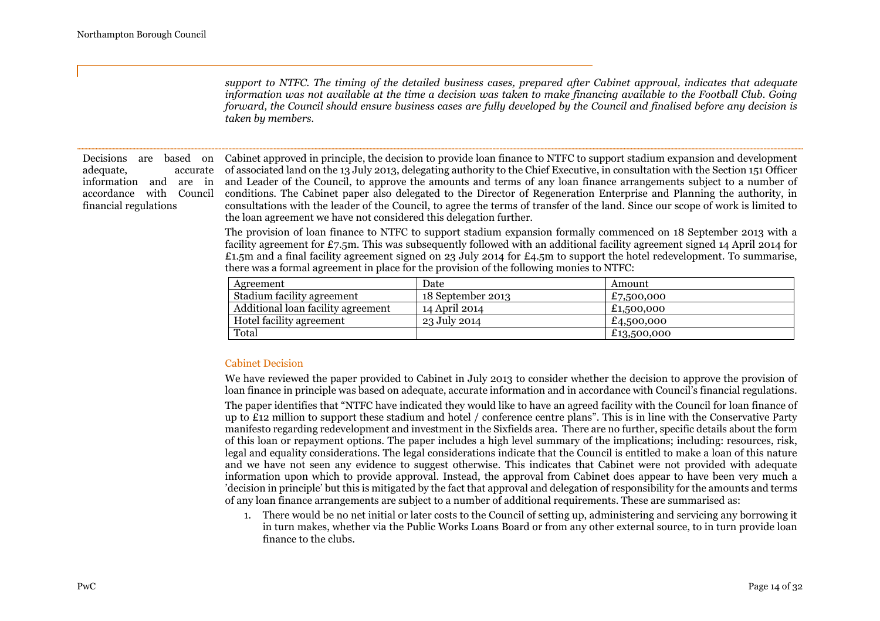*support to NTFC. The timing of the detailed business cases, prepared after Cabinet approval, indicates that adequate information was not available at the time a decision was taken to make financing available to the Football Club. Going forward, the Council should ensure business cases are fully developed by the Council and finalised before any decision is taken by members.*

---

Decisions are based on adequate, accurate information and are in accordance with Council financial regulations

Cabinet approved in principle, the decision to provide loan finance to NTFC to support stadium expansion and development of associated land on the 13 July 2013, delegating authority to the Chief Executive, in consultation with the Section 151 Officer and Leader of the Council, to approve the amounts and terms of any loan finance arrangements subject to a number of conditions. The Cabinet paper also delegated to the Director of Regeneration Enterprise and Planning the authority, in consultations with the leader of the Council, to agree the terms of transfer of the land. Since our scope of work is limited to the loan agreement we have not considered this delegation further.

The provision of loan finance to NTFC to support stadium expansion formally commenced on 18 September 2013 with a facility agreement for £7.5m. This was subsequently followed with an additional facility agreement signed 14 April 2014 for £1.5m and a final facility agreement signed on 23 July 2014 for £4.5m to support the hotel redevelopment. To summarise, there was a formal agreement in place for the provision of the following monies to NTFC:

| Agreement | Date | Amount |
|---|---|---|
| Stadium facility agreement | 18 September 2013 | £7,500,000 |
| Additional loan facility agreement | 14 April 2014 | £1,500,000 |
| Hotel facility agreement | 23 July 2014 | £4,500,000 |
| Total | | £13,500,000 |

### Cabinet Decision

We have reviewed the paper provided to Cabinet in July 2013 to consider whether the decision to approve the provision of loan finance in principle was based on adequate, accurate information and in accordance with Council's financial regulations.

The paper identifies that "NTFC have indicated they would like to have an agreed facility with the Council for loan finance of up to £12 million to support these stadium and hotel / conference centre plans". This is in line with the Conservative Party manifesto regarding redevelopment and investment in the Sixfields area. There are no further, specific details about the form of this loan or repayment options. The paper includes a high level summary of the implications; including: resources, risk, legal and equality considerations. The legal considerations indicate that the Council is entitled to make a loan of this nature and we have not seen any evidence to suggest otherwise. This indicates that Cabinet were not provided with adequate information upon which to provide approval. Instead, the approval from Cabinet does appear to have been very much a 'decision in principle' but this is mitigated by the fact that approval and delegation of responsibility for the amounts and terms of any loan finance arrangements are subject to a number of additional requirements. These are summarised as:

1. There would be no net initial or later costs to the Council of setting up, administering and servicing any borrowing it in turn makes, whether via the Public Works Loans Board or from any other external source, to in turn provide loan finance to the clubs.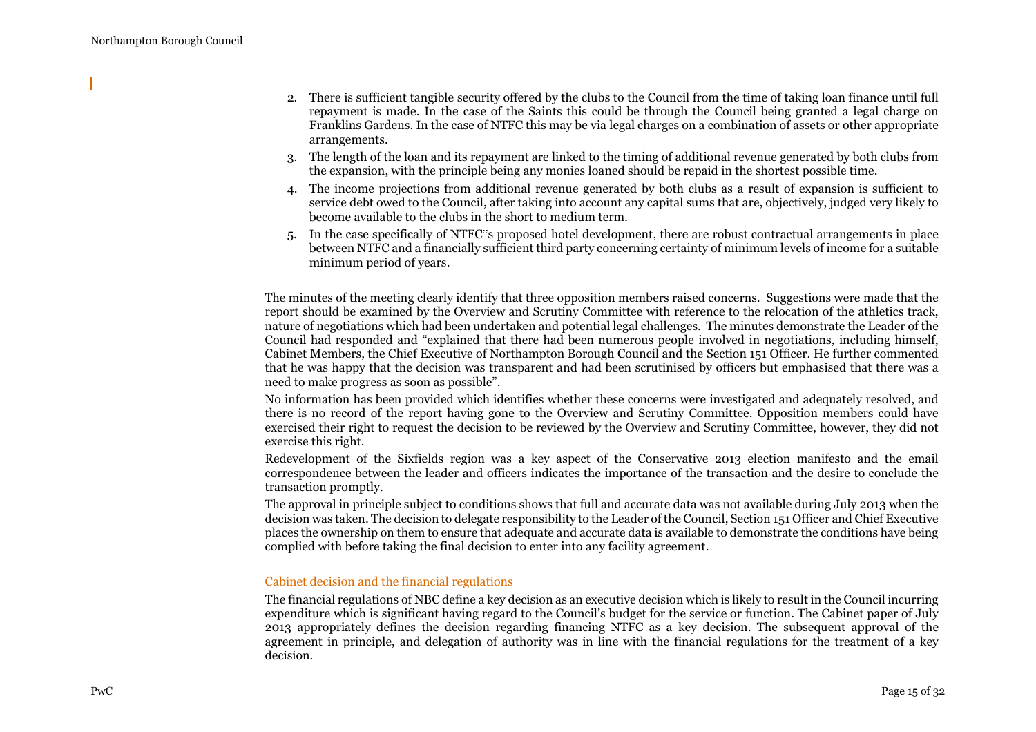2. There is sufficient tangible security offered by the clubs to the Council from the time of taking loan finance until full repayment is made. In the case of the Saints this could be through the Council being granted a legal charge on Franklins Gardens. In the case of NTFC this may be via legal charges on a combination of assets or other appropriate arrangements.
3. The length of the loan and its repayment are linked to the timing of additional revenue generated by both clubs from the expansion, with the principle being any monies loaned should be repaid in the shortest possible time.
4. The income projections from additional revenue generated by both clubs as a result of expansion is sufficient to service debt owed to the Council, after taking into account any capital sums that are, objectively, judged very likely to become available to the clubs in the short to medium term.
5. In the case specifically of NTFC"s proposed hotel development, there are robust contractual arrangements in place between NTFC and a financially sufficient third party concerning certainty of minimum levels of income for a suitable minimum period of years.

The minutes of the meeting clearly identify that three opposition members raised concerns. Suggestions were made that the report should be examined by the Overview and Scrutiny Committee with reference to the relocation of the athletics track, nature of negotiations which had been undertaken and potential legal challenges. The minutes demonstrate the Leader of the Council had responded and "explained that there had been numerous people involved in negotiations, including himself, Cabinet Members, the Chief Executive of Northampton Borough Council and the Section 151 Officer. He further commented that he was happy that the decision was transparent and had been scrutinised by officers but emphasised that there was a need to make progress as soon as possible".

No information has been provided which identifies whether these concerns were investigated and adequately resolved, and there is no record of the report having gone to the Overview and Scrutiny Committee. Opposition members could have exercised their right to request the decision to be reviewed by the Overview and Scrutiny Committee, however, they did not exercise this right.

Redevelopment of the Sixfields region was a key aspect of the Conservative 2013 election manifesto and the email correspondence between the leader and officers indicates the importance of the transaction and the desire to conclude the transaction promptly.

The approval in principle subject to conditions shows that full and accurate data was not available during July 2013 when the decision was taken. The decision to delegate responsibility to the Leader of the Council, Section 151 Officer and Chief Executive places the ownership on them to ensure that adequate and accurate data is available to demonstrate the conditions have being complied with before taking the final decision to enter into any facility agreement.

### Cabinet decision and the financial regulations

The financial regulations of NBC define a key decision as an executive decision which is likely to result in the Council incurring expenditure which is significant having regard to the Council's budget for the service or function. The Cabinet paper of July 2013 appropriately defines the decision regarding financing NTFC as a key decision. The subsequent approval of the agreement in principle, and delegation of authority was in line with the financial regulations for the treatment of a key decision.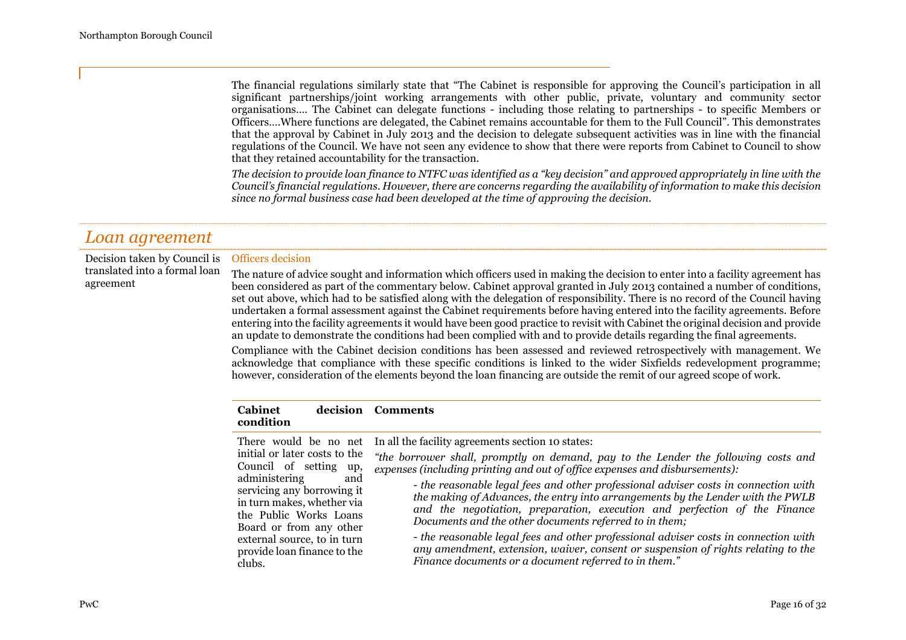The financial regulations similarly state that "The Cabinet is responsible for approving the Council's participation in all significant partnerships/joint working arrangements with other public, private, voluntary and community sector organisations…. The Cabinet can delegate functions - including those relating to partnerships - to specific Members or Officers….Where functions are delegated, the Cabinet remains accountable for them to the Full Council". This demonstrates that the approval by Cabinet in July 2013 and the decision to delegate subsequent activities was in line with the financial regulations of the Council. We have not seen any evidence to show that there were reports from Cabinet to Council to show that they retained accountability for the transaction.

*The decision to provide loan finance to NTFC was identified as a "key decision" and approved appropriately in line with the Council's financial regulations. However, there are concerns regarding the availability of information to make this decision since no formal business case had been developed at the time of approving the decision.*

## *Loan agreement*

Decision taken by Council is translated into a formal loan agreement

### Officers decision

The nature of advice sought and information which officers used in making the decision to enter into a facility agreement has been considered as part of the commentary below. Cabinet approval granted in July 2013 contained a number of conditions, set out above, which had to be satisfied along with the delegation of responsibility. There is no record of the Council having undertaken a formal assessment against the Cabinet requirements before having entered into the facility agreements. Before entering into the facility agreements it would have been good practice to revisit with Cabinet the original decision and provide an update to demonstrate the conditions had been complied with and to provide details regarding the final agreements.

Compliance with the Cabinet decision conditions has been assessed and reviewed retrospectively with management. We acknowledge that compliance with these specific conditions is linked to the wider Sixfields redevelopment programme; however, consideration of the elements beyond the loan financing are outside the remit of our agreed scope of work.

| **Cabinet decision condition** | **Comments** |
|---|---|
| There would be no net initial or later costs to the Council of setting up, administering and servicing any borrowing it in turn makes, whether via the Public Works Loans Board or from any other external source, to in turn provide loan finance to the clubs. | In all the facility agreements section 10 states:<br>*"the borrower shall, promptly on demand, pay to the Lender the following costs and expenses (including printing and out of office expenses and disbursements):*<br>*- the reasonable legal fees and other professional adviser costs in connection with the making of Advances, the entry into arrangements by the Lender with the PWLB and the negotiation, preparation, execution and perfection of the Finance Documents and the other documents referred to in them;*<br>*- the reasonable legal fees and other professional adviser costs in connection with any amendment, extension, waiver, consent or suspension of rights relating to the Finance documents or a document referred to in them."* |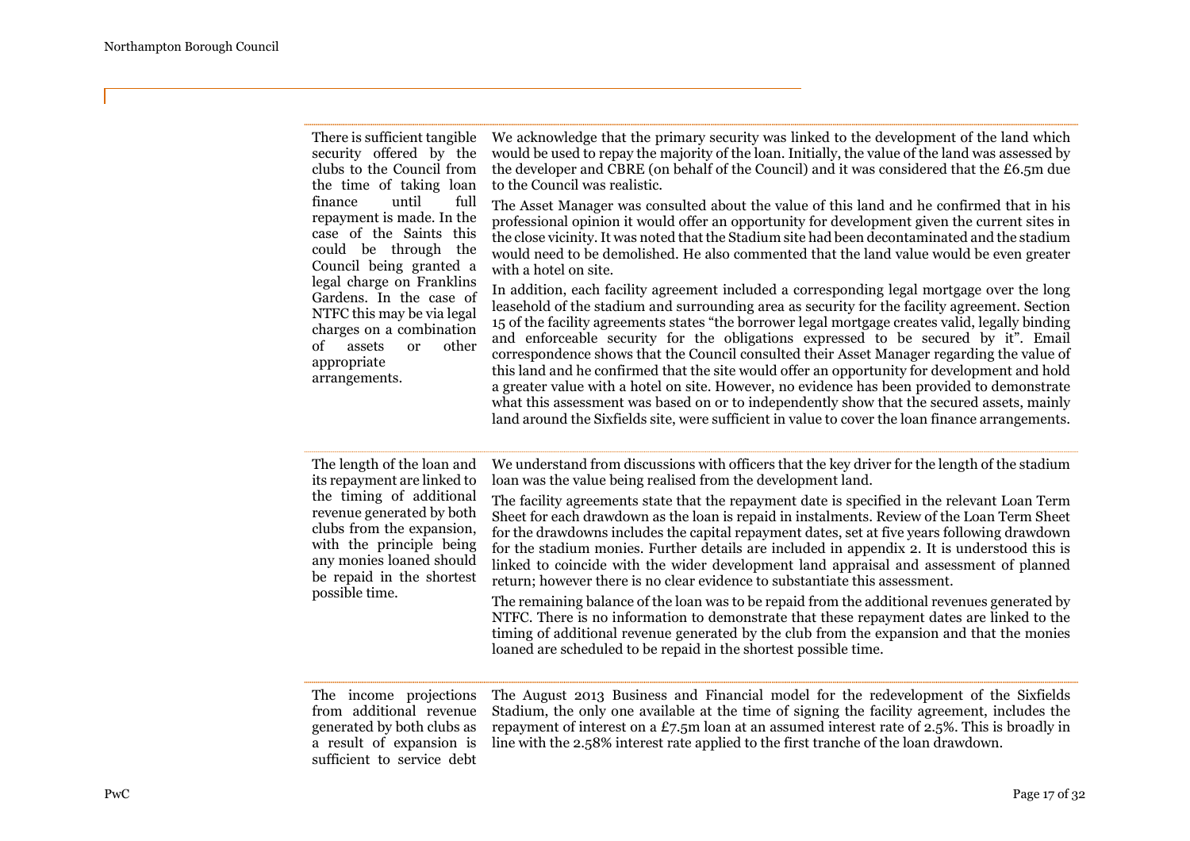| | |
|---|---|
| There is sufficient tangible security offered by the clubs to the Council from the time of taking loan finance until full repayment is made. In the case of the Saints this could be through the Council being granted a legal charge on Franklins Gardens. In the case of NTFC this may be via legal charges on a combination of assets or other appropriate arrangements. | We acknowledge that the primary security was linked to the development of the land which would be used to repay the majority of the loan. Initially, the value of the land was assessed by the developer and CBRE (on behalf of the Council) and it was considered that the £6.5m due to the Council was realistic.<br><br>The Asset Manager was consulted about the value of this land and he confirmed that in his professional opinion it would offer an opportunity for development given the current sites in the close vicinity. It was noted that the Stadium site had been decontaminated and the stadium would need to be demolished. He also commented that the land value would be even greater with a hotel on site.<br><br>In addition, each facility agreement included a corresponding legal mortgage over the long leasehold of the stadium and surrounding area as security for the facility agreement. Section 15 of the facility agreements states "the borrower legal mortgage creates valid, legally binding and enforceable security for the obligations expressed to be secured by it". Email correspondence shows that the Council consulted their Asset Manager regarding the value of this land and he confirmed that the site would offer an opportunity for development and hold a greater value with a hotel on site. However, no evidence has been provided to demonstrate what this assessment was based on or to independently show that the secured assets, mainly land around the Sixfields site, were sufficient in value to cover the loan finance arrangements. |
| The length of the loan and its repayment are linked to the timing of additional revenue generated by both clubs from the expansion, with the principle being any monies loaned should be repaid in the shortest possible time. | We understand from discussions with officers that the key driver for the length of the stadium loan was the value being realised from the development land.<br><br>The facility agreements state that the repayment date is specified in the relevant Loan Term Sheet for each drawdown as the loan is repaid in instalments. Review of the Loan Term Sheet for the drawdowns includes the capital repayment dates, set at five years following drawdown for the stadium monies. Further details are included in appendix 2. It is understood this is linked to coincide with the wider development land appraisal and assessment of planned return; however there is no clear evidence to substantiate this assessment.<br><br>The remaining balance of the loan was to be repaid from the additional revenues generated by NTFC. There is no information to demonstrate that these repayment dates are linked to the timing of additional revenue generated by the club from the expansion and that the monies loaned are scheduled to be repaid in the shortest possible time. |
| The income projections from additional revenue generated by both clubs as a result of expansion is sufficient to service debt | The August 2013 Business and Financial model for the redevelopment of the Sixfields Stadium, the only one available at the time of signing the facility agreement, includes the repayment of interest on a £7.5m loan at an assumed interest rate of 2.5%. This is broadly in line with the 2.58% interest rate applied to the first tranche of the loan drawdown. |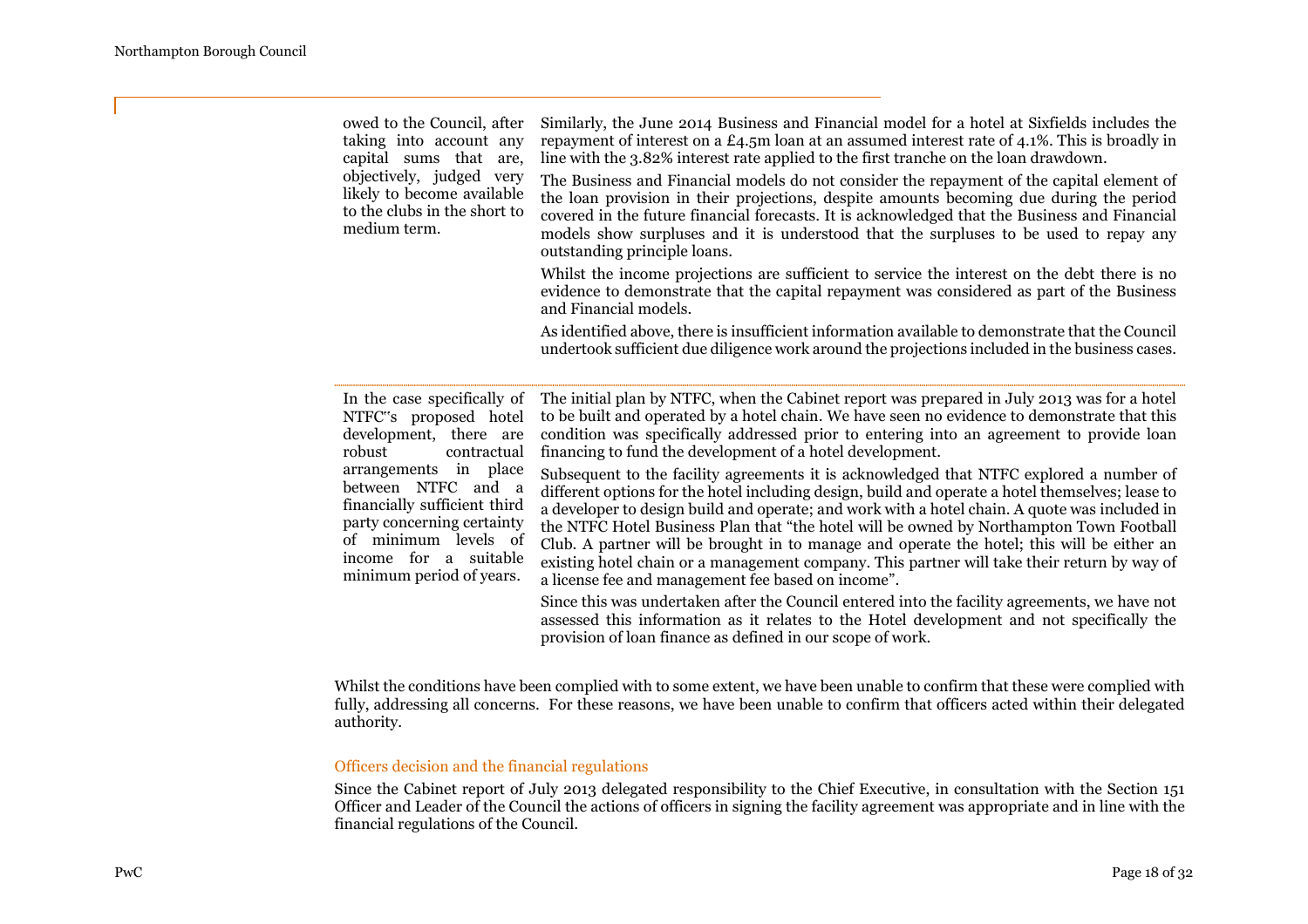| | |
|---|---|
| owed to the Council, after taking into account any capital sums that are, objectively, judged very likely to become available to the clubs in the short to medium term. | Similarly, the June 2014 Business and Financial model for a hotel at Sixfields includes the repayment of interest on a £4.5m loan at an assumed interest rate of 4.1%. This is broadly in line with the 3.82% interest rate applied to the first tranche on the loan drawdown.<br><br>The Business and Financial models do not consider the repayment of the capital element of the loan provision in their projections, despite amounts becoming due during the period covered in the future financial forecasts. It is acknowledged that the Business and Financial models show surpluses and it is understood that the surpluses to be used to repay any outstanding principle loans.<br><br>Whilst the income projections are sufficient to service the interest on the debt there is no evidence to demonstrate that the capital repayment was considered as part of the Business and Financial models.<br><br>As identified above, there is insufficient information available to demonstrate that the Council undertook sufficient due diligence work around the projections included in the business cases. |
| In the case specifically of NTFC"s proposed hotel development, there are robust contractual arrangements in place between NTFC and a financially sufficient third party concerning certainty of minimum levels of income for a suitable minimum period of years. | The initial plan by NTFC, when the Cabinet report was prepared in July 2013 was for a hotel to be built and operated by a hotel chain. We have seen no evidence to demonstrate that this condition was specifically addressed prior to entering into an agreement to provide loan financing to fund the development of a hotel development.<br><br>Subsequent to the facility agreements it is acknowledged that NTFC explored a number of different options for the hotel including design, build and operate a hotel themselves; lease to a developer to design build and operate; and work with a hotel chain. A quote was included in the NTFC Hotel Business Plan that "the hotel will be owned by Northampton Town Football Club. A partner will be brought in to manage and operate the hotel; this will be either an existing hotel chain or a management company. This partner will take their return by way of a license fee and management fee based on income".<br><br>Since this was undertaken after the Council entered into the facility agreements, we have not assessed this information as it relates to the Hotel development and not specifically the provision of loan finance as defined in our scope of work. |

Whilst the conditions have been complied with to some extent, we have been unable to confirm that these were complied with fully, addressing all concerns. For these reasons, we have been unable to confirm that officers acted within their delegated authority.

### Officers decision and the financial regulations

Since the Cabinet report of July 2013 delegated responsibility to the Chief Executive, in consultation with the Section 151 Officer and Leader of the Council the actions of officers in signing the facility agreement was appropriate and in line with the financial regulations of the Council.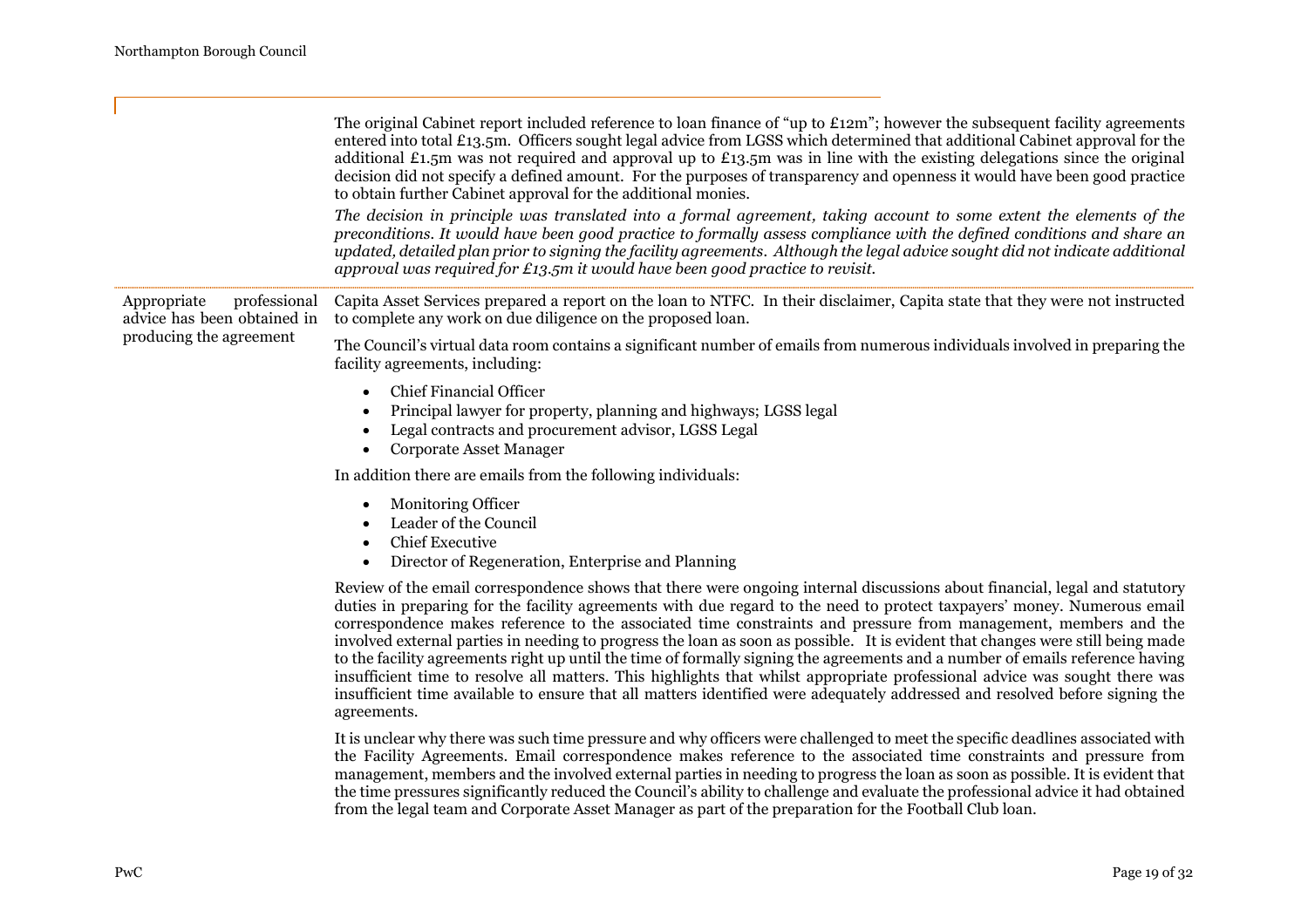| | |
|---|---|
| | The original Cabinet report included reference to loan finance of "up to £12m"; however the subsequent facility agreements entered into total £13.5m. Officers sought legal advice from LGSS which determined that additional Cabinet approval for the additional £1.5m was not required and approval up to £13.5m was in line with the existing delegations since the original decision did not specify a defined amount. For the purposes of transparency and openness it would have been good practice to obtain further Cabinet approval for the additional monies.<br><br>*The decision in principle was translated into a formal agreement, taking account to some extent the elements of the preconditions. It would have been good practice to formally assess compliance with the defined conditions and share an updated, detailed plan prior to signing the facility agreements. Although the legal advice sought did not indicate additional approval was required for £13.5m it would have been good practice to revisit.* |
| Appropriate professional advice has been obtained in producing the agreement | Capita Asset Services prepared a report on the loan to NTFC. In their disclaimer, Capita state that they were not instructed to complete any work on due diligence on the proposed loan.<br><br>The Council's virtual data room contains a significant number of emails from numerous individuals involved in preparing the facility agreements, including:<br><br>• Chief Financial Officer<br>• Principal lawyer for property, planning and highways; LGSS legal<br>• Legal contracts and procurement advisor, LGSS Legal<br>• Corporate Asset Manager<br><br>In addition there are emails from the following individuals:<br><br>• Monitoring Officer<br>• Leader of the Council<br>• Chief Executive<br>• Director of Regeneration, Enterprise and Planning<br><br>Review of the email correspondence shows that there were ongoing internal discussions about financial, legal and statutory duties in preparing for the facility agreements with due regard to the need to protect taxpayers' money. Numerous email correspondence makes reference to the associated time constraints and pressure from management, members and the involved external parties in needing to progress the loan as soon as possible. It is evident that changes were still being made to the facility agreements right up until the time of formally signing the agreements and a number of emails reference having insufficient time to resolve all matters. This highlights that whilst appropriate professional advice was sought there was insufficient time available to ensure that all matters identified were adequately addressed and resolved before signing the agreements.<br><br>It is unclear why there was such time pressure and why officers were challenged to meet the specific deadlines associated with the Facility Agreements. Email correspondence makes reference to the associated time constraints and pressure from management, members and the involved external parties in needing to progress the loan as soon as possible. It is evident that the time pressures significantly reduced the Council's ability to challenge and evaluate the professional advice it had obtained from the legal team and Corporate Asset Manager as part of the preparation for the Football Club loan. |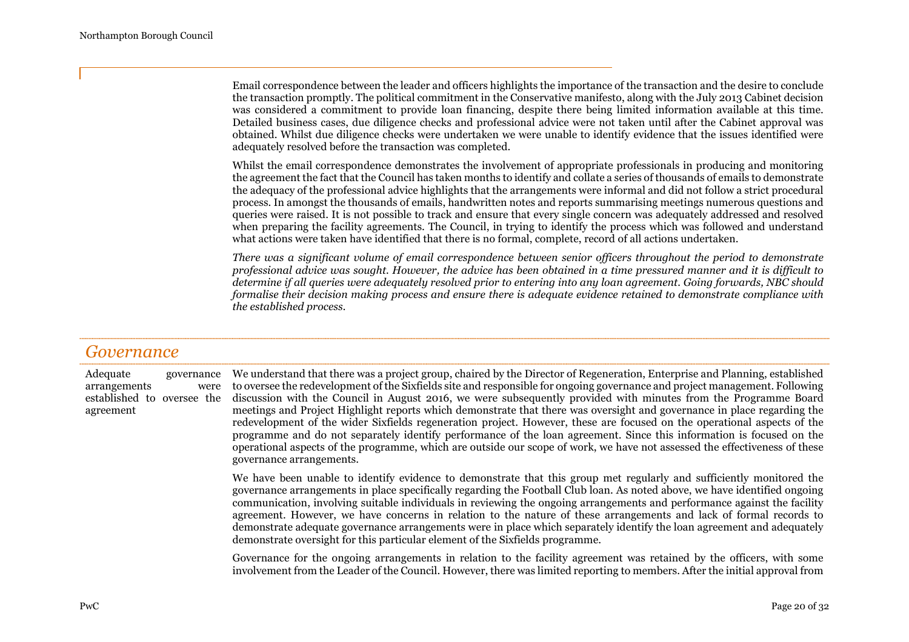Email correspondence between the leader and officers highlights the importance of the transaction and the desire to conclude the transaction promptly. The political commitment in the Conservative manifesto, along with the July 2013 Cabinet decision was considered a commitment to provide loan financing, despite there being limited information available at this time. Detailed business cases, due diligence checks and professional advice were not taken until after the Cabinet approval was obtained. Whilst due diligence checks were undertaken we were unable to identify evidence that the issues identified were adequately resolved before the transaction was completed.

Whilst the email correspondence demonstrates the involvement of appropriate professionals in producing and monitoring the agreement the fact that the Council has taken months to identify and collate a series of thousands of emails to demonstrate the adequacy of the professional advice highlights that the arrangements were informal and did not follow a strict procedural process. In amongst the thousands of emails, handwritten notes and reports summarising meetings numerous questions and queries were raised. It is not possible to track and ensure that every single concern was adequately addressed and resolved when preparing the facility agreements. The Council, in trying to identify the process which was followed and understand what actions were taken have identified that there is no formal, complete, record of all actions undertaken.

*There was a significant volume of email correspondence between senior officers throughout the period to demonstrate professional advice was sought. However, the advice has been obtained in a time pressured manner and it is difficult to determine if all queries were adequately resolved prior to entering into any loan agreement. Going forwards, NBC should formalise their decision making process and ensure there is adequate evidence retained to demonstrate compliance with the established process.*

## *Governance*

**Adequate governance arrangements were established to oversee the agreement**

We understand that there was a project group, chaired by the Director of Regeneration, Enterprise and Planning, established to oversee the redevelopment of the Sixfields site and responsible for ongoing governance and project management. Following discussion with the Council in August 2016, we were subsequently provided with minutes from the Programme Board meetings and Project Highlight reports which demonstrate that there was oversight and governance in place regarding the redevelopment of the wider Sixfields regeneration project. However, these are focused on the operational aspects of the programme and do not separately identify performance of the loan agreement. Since this information is focused on the operational aspects of the programme, which are outside our scope of work, we have not assessed the effectiveness of these governance arrangements.

We have been unable to identify evidence to demonstrate that this group met regularly and sufficiently monitored the governance arrangements in place specifically regarding the Football Club loan. As noted above, we have identified ongoing communication, involving suitable individuals in reviewing the ongoing arrangements and performance against the facility agreement. However, we have concerns in relation to the nature of these arrangements and lack of formal records to demonstrate adequate governance arrangements were in place which separately identify the loan agreement and adequately demonstrate oversight for this particular element of the Sixfields programme.

Governance for the ongoing arrangements in relation to the facility agreement was retained by the officers, with some involvement from the Leader of the Council. However, there was limited reporting to members. After the initial approval from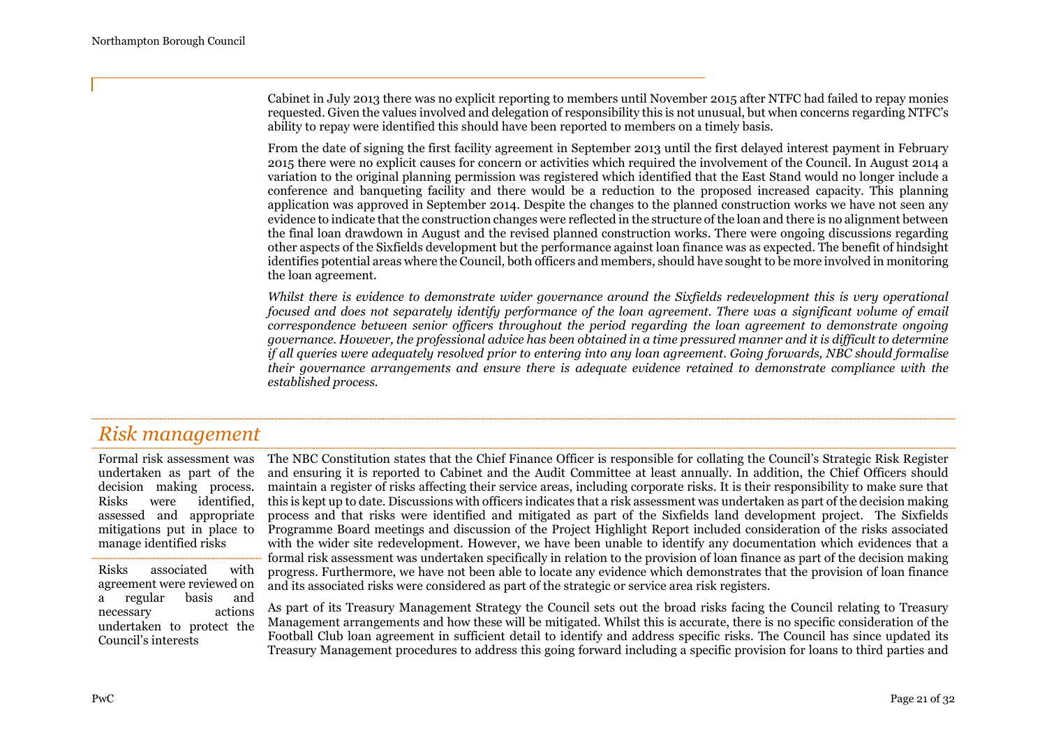Cabinet in July 2013 there was no explicit reporting to members until November 2015 after NTFC had failed to repay monies requested. Given the values involved and delegation of responsibility this is not unusual, but when concerns regarding NTFC's ability to repay were identified this should have been reported to members on a timely basis.

From the date of signing the first facility agreement in September 2013 until the first delayed interest payment in February 2015 there were no explicit causes for concern or activities which required the involvement of the Council. In August 2014 a variation to the original planning permission was registered which identified that the East Stand would no longer include a conference and banqueting facility and there would be a reduction to the proposed increased capacity. This planning application was approved in September 2014. Despite the changes to the planned construction works we have not seen any evidence to indicate that the construction changes were reflected in the structure of the loan and there is no alignment between the final loan drawdown in August and the revised planned construction works. There were ongoing discussions regarding other aspects of the Sixfields development but the performance against loan finance was as expected. The benefit of hindsight identifies potential areas where the Council, both officers and members, should have sought to be more involved in monitoring the loan agreement.

*Whilst there is evidence to demonstrate wider governance around the Sixfields redevelopment this is very operational focused and does not separately identify performance of the loan agreement. There was a significant volume of email correspondence between senior officers throughout the period regarding the loan agreement to demonstrate ongoing governance. However, the professional advice has been obtained in a time pressured manner and it is difficult to determine if all queries were adequately resolved prior to entering into any loan agreement. Going forwards, NBC should formalise their governance arrangements and ensure there is adequate evidence retained to demonstrate compliance with the established process.*

## *Risk management*

Formal risk assessment was undertaken as part of the decision making process. Risks were identified, assessed and appropriate mitigations put in place to manage identified risks

Risks associated with agreement were reviewed on a regular basis and necessary actions undertaken to protect the Council's interests

The NBC Constitution states that the Chief Finance Officer is responsible for collating the Council's Strategic Risk Register and ensuring it is reported to Cabinet and the Audit Committee at least annually. In addition, the Chief Officers should maintain a register of risks affecting their service areas, including corporate risks. It is their responsibility to make sure that this is kept up to date. Discussions with officers indicates that a risk assessment was undertaken as part of the decision making process and that risks were identified and mitigated as part of the Sixfields land development project. The Sixfields Programme Board meetings and discussion of the Project Highlight Report included consideration of the risks associated with the wider site redevelopment. However, we have been unable to identify any documentation which evidences that a formal risk assessment was undertaken specifically in relation to the provision of loan finance as part of the decision making progress. Furthermore, we have not been able to locate any evidence which demonstrates that the provision of loan finance and its associated risks were considered as part of the strategic or service area risk registers.

As part of its Treasury Management Strategy the Council sets out the broad risks facing the Council relating to Treasury Management arrangements and how these will be mitigated. Whilst this is accurate, there is no specific consideration of the Football Club loan agreement in sufficient detail to identify and address specific risks. The Council has since updated its Treasury Management procedures to address this going forward including a specific provision for loans to third parties and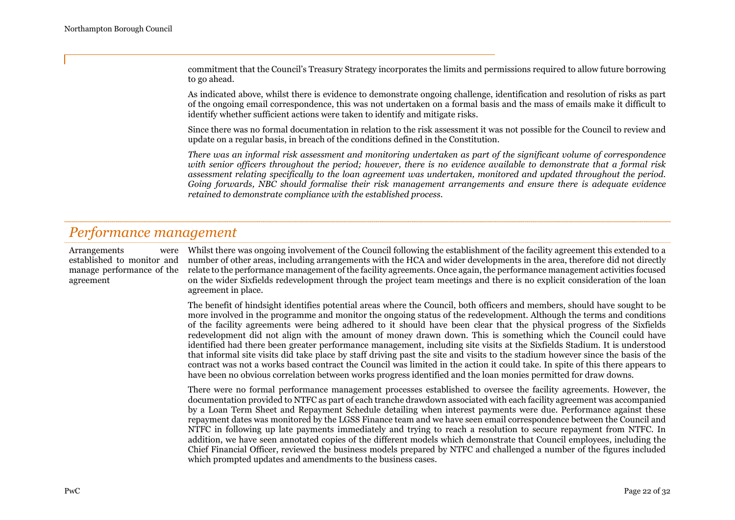commitment that the Council's Treasury Strategy incorporates the limits and permissions required to allow future borrowing to go ahead.

As indicated above, whilst there is evidence to demonstrate ongoing challenge, identification and resolution of risks as part of the ongoing email correspondence, this was not undertaken on a formal basis and the mass of emails make it difficult to identify whether sufficient actions were taken to identify and mitigate risks.

Since there was no formal documentation in relation to the risk assessment it was not possible for the Council to review and update on a regular basis, in breach of the conditions defined in the Constitution.

*There was an informal risk assessment and monitoring undertaken as part of the significant volume of correspondence with senior officers throughout the period; however, there is no evidence available to demonstrate that a formal risk assessment relating specifically to the loan agreement was undertaken, monitored and updated throughout the period. Going forwards, NBC should formalise their risk management arrangements and ensure there is adequate evidence retained to demonstrate compliance with the established process.*

## *Performance management*

**Arrangements were established to monitor and manage performance of the agreement**

Whilst there was ongoing involvement of the Council following the establishment of the facility agreement this extended to a number of other areas, including arrangements with the HCA and wider developments in the area, therefore did not directly relate to the performance management of the facility agreements. Once again, the performance management activities focused on the wider Sixfields redevelopment through the project team meetings and there is no explicit consideration of the loan agreement in place.

The benefit of hindsight identifies potential areas where the Council, both officers and members, should have sought to be more involved in the programme and monitor the ongoing status of the redevelopment. Although the terms and conditions of the facility agreements were being adhered to it should have been clear that the physical progress of the Sixfields redevelopment did not align with the amount of money drawn down. This is something which the Council could have identified had there been greater performance management, including site visits at the Sixfields Stadium. It is understood that informal site visits did take place by staff driving past the site and visits to the stadium however since the basis of the contract was not a works based contract the Council was limited in the action it could take. In spite of this there appears to have been no obvious correlation between works progress identified and the loan monies permitted for draw downs.

There were no formal performance management processes established to oversee the facility agreements. However, the documentation provided to NTFC as part of each tranche drawdown associated with each facility agreement was accompanied by a Loan Term Sheet and Repayment Schedule detailing when interest payments were due. Performance against these repayment dates was monitored by the LGSS Finance team and we have seen email correspondence between the Council and NTFC in following up late payments immediately and trying to reach a resolution to secure repayment from NTFC. In addition, we have seen annotated copies of the different models which demonstrate that Council employees, including the Chief Financial Officer, reviewed the business models prepared by NTFC and challenged a number of the figures included which prompted updates and amendments to the business cases.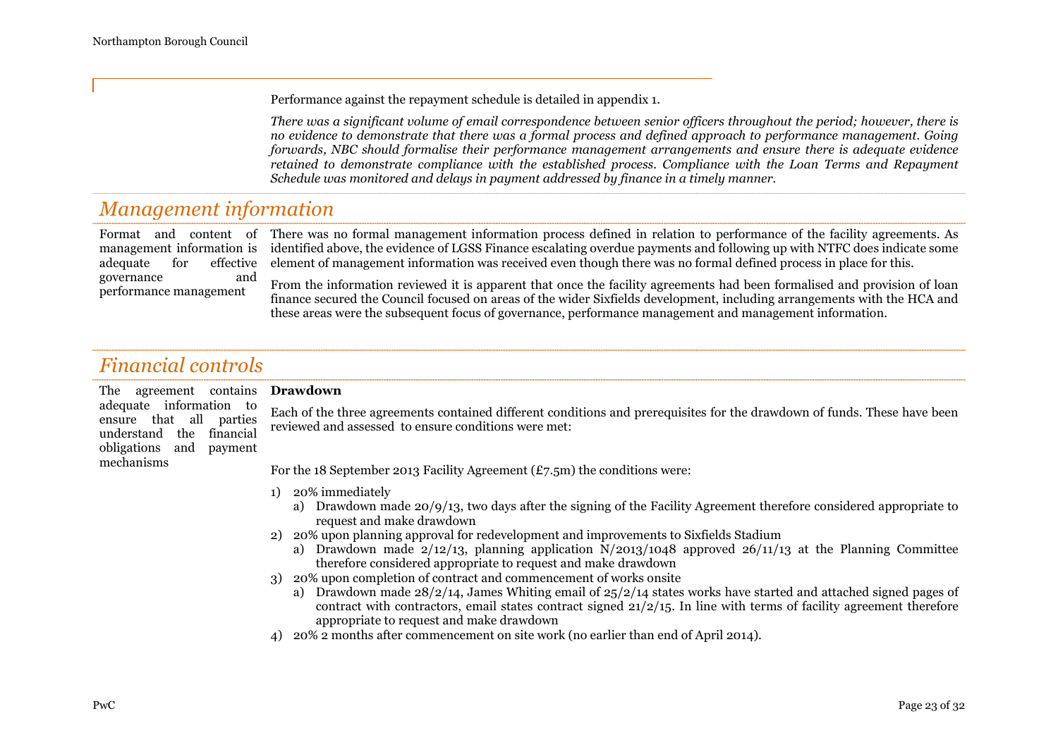Performance against the repayment schedule is detailed in appendix 1.

*There was a significant volume of email correspondence between senior officers throughout the period; however, there is no evidence to demonstrate that there was a formal process and defined approach to performance management. Going forwards, NBC should formalise their performance management arrangements and ensure there is adequate evidence retained to demonstrate compliance with the established process. Compliance with the Loan Terms and Repayment Schedule was monitored and delays in payment addressed by finance in a timely manner.*

## *Management information*

Format and content of management information is adequate for effective governance and performance management

There was no formal management information process defined in relation to performance of the facility agreements. As identified above, the evidence of LGSS Finance escalating overdue payments and following up with NTFC does indicate some element of management information was received even though there was no formal defined process in place for this.

From the information reviewed it is apparent that once the facility agreements had been formalised and provision of loan finance secured the Council focused on areas of the wider Sixfields development, including arrangements with the HCA and these areas were the subsequent focus of governance, performance management and management information.

## *Financial controls*

The agreement contains adequate information to ensure that all parties understand the financial obligations and payment mechanisms

**Drawdown**

Each of the three agreements contained different conditions and prerequisites for the drawdown of funds. These have been reviewed and assessed to ensure conditions were met:

For the 18 September 2013 Facility Agreement (£7.5m) the conditions were:

1) 20% immediately
   a) Drawdown made 20/9/13, two days after the signing of the Facility Agreement therefore considered appropriate to request and make drawdown
2) 20% upon planning approval for redevelopment and improvements to Sixfields Stadium
   a) Drawdown made 2/12/13, planning application N/2013/1048 approved 26/11/13 at the Planning Committee therefore considered appropriate to request and make drawdown
3) 20% upon completion of contract and commencement of works onsite
   a) Drawdown made 28/2/14, James Whiting email of 25/2/14 states works have started and attached signed pages of contract with contractors, email states contract signed 21/2/15. In line with terms of facility agreement therefore appropriate to request and make drawdown
4) 20% 2 months after commencement on site work (no earlier than end of April 2014).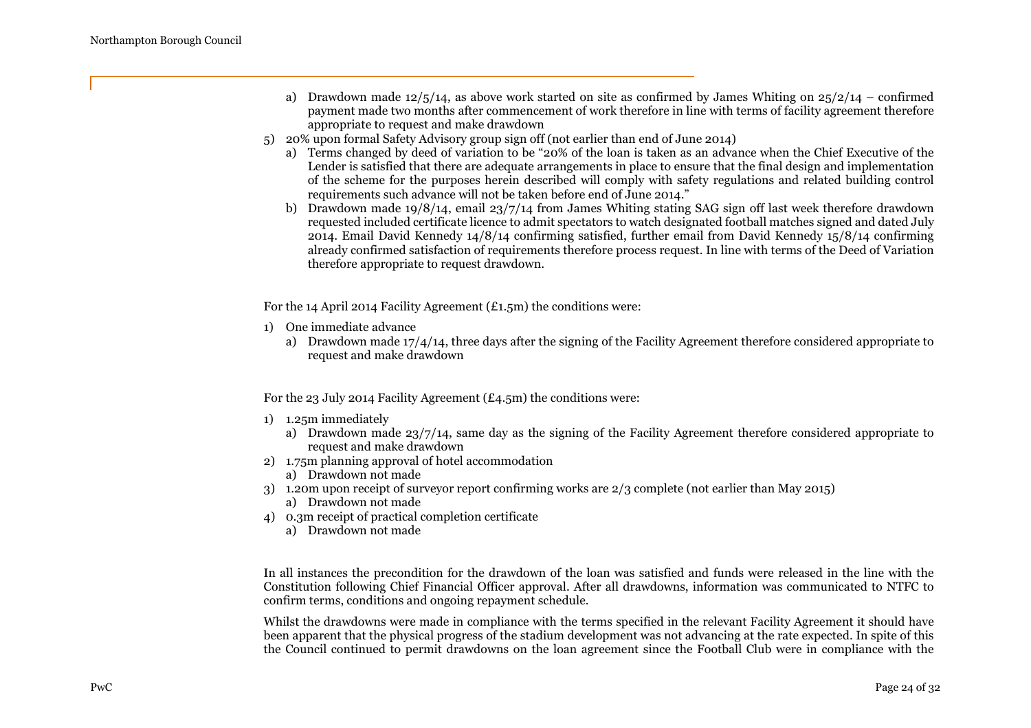a) Drawdown made 12/5/14, as above work started on site as confirmed by James Whiting on 25/2/14 – confirmed payment made two months after commencement of work therefore in line with terms of facility agreement therefore appropriate to request and make drawdown

5) 20% upon formal Safety Advisory group sign off (not earlier than end of June 2014)
   a) Terms changed by deed of variation to be "20% of the loan is taken as an advance when the Chief Executive of the Lender is satisfied that there are adequate arrangements in place to ensure that the final design and implementation of the scheme for the purposes herein described will comply with safety regulations and related building control requirements such advance will not be taken before end of June 2014."
   b) Drawdown made 19/8/14, email 23/7/14 from James Whiting stating SAG sign off last week therefore drawdown requested included certificate licence to admit spectators to watch designated football matches signed and dated July 2014. Email David Kennedy 14/8/14 confirming satisfied, further email from David Kennedy 15/8/14 confirming already confirmed satisfaction of requirements therefore process request. In line with terms of the Deed of Variation therefore appropriate to request drawdown.

For the 14 April 2014 Facility Agreement (£1.5m) the conditions were:

1) One immediate advance
   a) Drawdown made 17/4/14, three days after the signing of the Facility Agreement therefore considered appropriate to request and make drawdown

For the 23 July 2014 Facility Agreement (£4.5m) the conditions were:

1) 1.25m immediately
   a) Drawdown made 23/7/14, same day as the signing of the Facility Agreement therefore considered appropriate to request and make drawdown
2) 1.75m planning approval of hotel accommodation
   a) Drawdown not made
3) 1.20m upon receipt of surveyor report confirming works are 2/3 complete (not earlier than May 2015)
   a) Drawdown not made
4) 0.3m receipt of practical completion certificate
   a) Drawdown not made

In all instances the precondition for the drawdown of the loan was satisfied and funds were released in the line with the Constitution following Chief Financial Officer approval. After all drawdowns, information was communicated to NTFC to confirm terms, conditions and ongoing repayment schedule.

Whilst the drawdowns were made in compliance with the terms specified in the relevant Facility Agreement it should have been apparent that the physical progress of the stadium development was not advancing at the rate expected. In spite of this the Council continued to permit drawdowns on the loan agreement since the Football Club were in compliance with the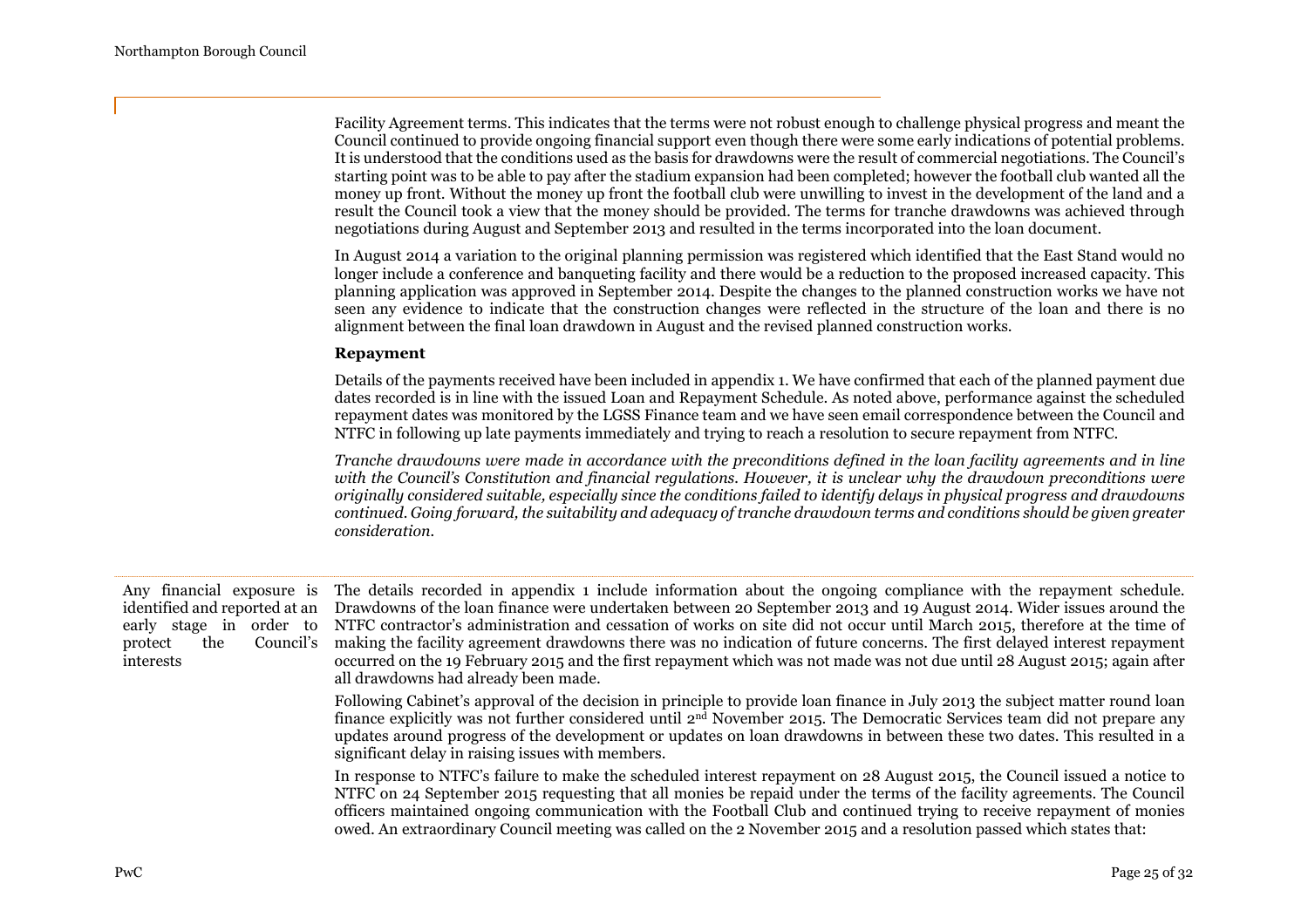Facility Agreement terms. This indicates that the terms were not robust enough to challenge physical progress and meant the Council continued to provide ongoing financial support even though there were some early indications of potential problems. It is understood that the conditions used as the basis for drawdowns were the result of commercial negotiations. The Council's starting point was to be able to pay after the stadium expansion had been completed; however the football club wanted all the money up front. Without the money up front the football club were unwilling to invest in the development of the land and a result the Council took a view that the money should be provided. The terms for tranche drawdowns was achieved through negotiations during August and September 2013 and resulted in the terms incorporated into the loan document.

In August 2014 a variation to the original planning permission was registered which identified that the East Stand would no longer include a conference and banqueting facility and there would be a reduction to the proposed increased capacity. This planning application was approved in September 2014. Despite the changes to the planned construction works we have not seen any evidence to indicate that the construction changes were reflected in the structure of the loan and there is no alignment between the final loan drawdown in August and the revised planned construction works.

**Repayment**

Details of the payments received have been included in appendix 1. We have confirmed that each of the planned payment due dates recorded is in line with the issued Loan and Repayment Schedule. As noted above, performance against the scheduled repayment dates was monitored by the LGSS Finance team and we have seen email correspondence between the Council and NTFC in following up late payments immediately and trying to reach a resolution to secure repayment from NTFC.

*Tranche drawdowns were made in accordance with the preconditions defined in the loan facility agreements and in line with the Council's Constitution and financial regulations. However, it is unclear why the drawdown preconditions were originally considered suitable, especially since the conditions failed to identify delays in physical progress and drawdowns continued. Going forward, the suitability and adequacy of tranche drawdown terms and conditions should be given greater consideration.*

---

Any financial exposure is identified and reported at an early stage in order to protect the Council's interests

The details recorded in appendix 1 include information about the ongoing compliance with the repayment schedule. Drawdowns of the loan finance were undertaken between 20 September 2013 and 19 August 2014. Wider issues around the NTFC contractor's administration and cessation of works on site did not occur until March 2015, therefore at the time of making the facility agreement drawdowns there was no indication of future concerns. The first delayed interest repayment occurred on the 19 February 2015 and the first repayment which was not made was not due until 28 August 2015; again after all drawdowns had already been made.

Following Cabinet's approval of the decision in principle to provide loan finance in July 2013 the subject matter round loan finance explicitly was not further considered until 2nd November 2015. The Democratic Services team did not prepare any updates around progress of the development or updates on loan drawdowns in between these two dates. This resulted in a significant delay in raising issues with members.

In response to NTFC's failure to make the scheduled interest repayment on 28 August 2015, the Council issued a notice to NTFC on 24 September 2015 requesting that all monies be repaid under the terms of the facility agreements. The Council officers maintained ongoing communication with the Football Club and continued trying to receive repayment of monies owed. An extraordinary Council meeting was called on the 2 November 2015 and a resolution passed which states that: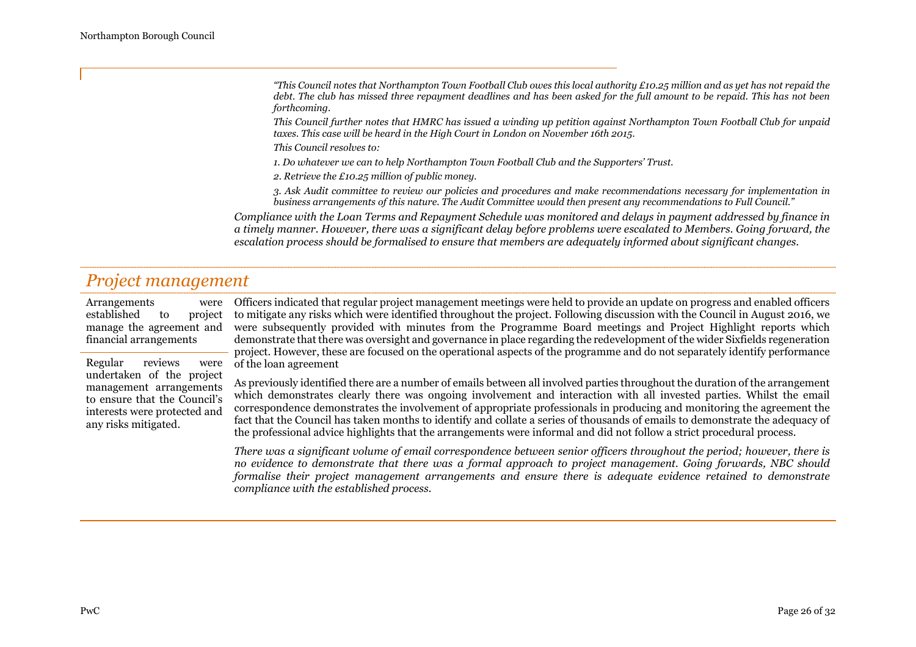*"This Council notes that Northampton Town Football Club owes this local authority £10.25 million and as yet has not repaid the debt. The club has missed three repayment deadlines and has been asked for the full amount to be repaid. This has not been forthcoming.*

*This Council further notes that HMRC has issued a winding up petition against Northampton Town Football Club for unpaid taxes. This case will be heard in the High Court in London on November 16th 2015.*

*This Council resolves to:*

*1. Do whatever we can to help Northampton Town Football Club and the Supporters' Trust.*

*2. Retrieve the £10.25 million of public money.*

*3. Ask Audit committee to review our policies and procedures and make recommendations necessary for implementation in business arrangements of this nature. The Audit Committee would then present any recommendations to Full Council."*

*Compliance with the Loan Terms and Repayment Schedule was monitored and delays in payment addressed by finance in a timely manner. However, there was a significant delay before problems were escalated to Members. Going forward, the escalation process should be formalised to ensure that members are adequately informed about significant changes.*

## *Project management*

| | |
|---|---|
| Arrangements were established to project manage the agreement and financial arrangements<br><br>Regular reviews were undertaken of the project management arrangements to ensure that the Council's interests were protected and any risks mitigated. | Officers indicated that regular project management meetings were held to provide an update on progress and enabled officers to mitigate any risks which were identified throughout the project. Following discussion with the Council in August 2016, we were subsequently provided with minutes from the Programme Board meetings and Project Highlight reports which demonstrate that there was oversight and governance in place regarding the redevelopment of the wider Sixfields regeneration project. However, these are focused on the operational aspects of the programme and do not separately identify performance of the loan agreement<br><br>As previously identified there are a number of emails between all involved parties throughout the duration of the arrangement which demonstrates clearly there was ongoing involvement and interaction with all invested parties. Whilst the email correspondence demonstrates the involvement of appropriate professionals in producing and monitoring the agreement the fact that the Council has taken months to identify and collate a series of thousands of emails to demonstrate the adequacy of the professional advice highlights that the arrangements were informal and did not follow a strict procedural process.<br><br>*There was a significant volume of email correspondence between senior officers throughout the period; however, there is no evidence to demonstrate that there was a formal approach to project management. Going forwards, NBC should formalise their project management arrangements and ensure there is adequate evidence retained to demonstrate compliance with the established process.* |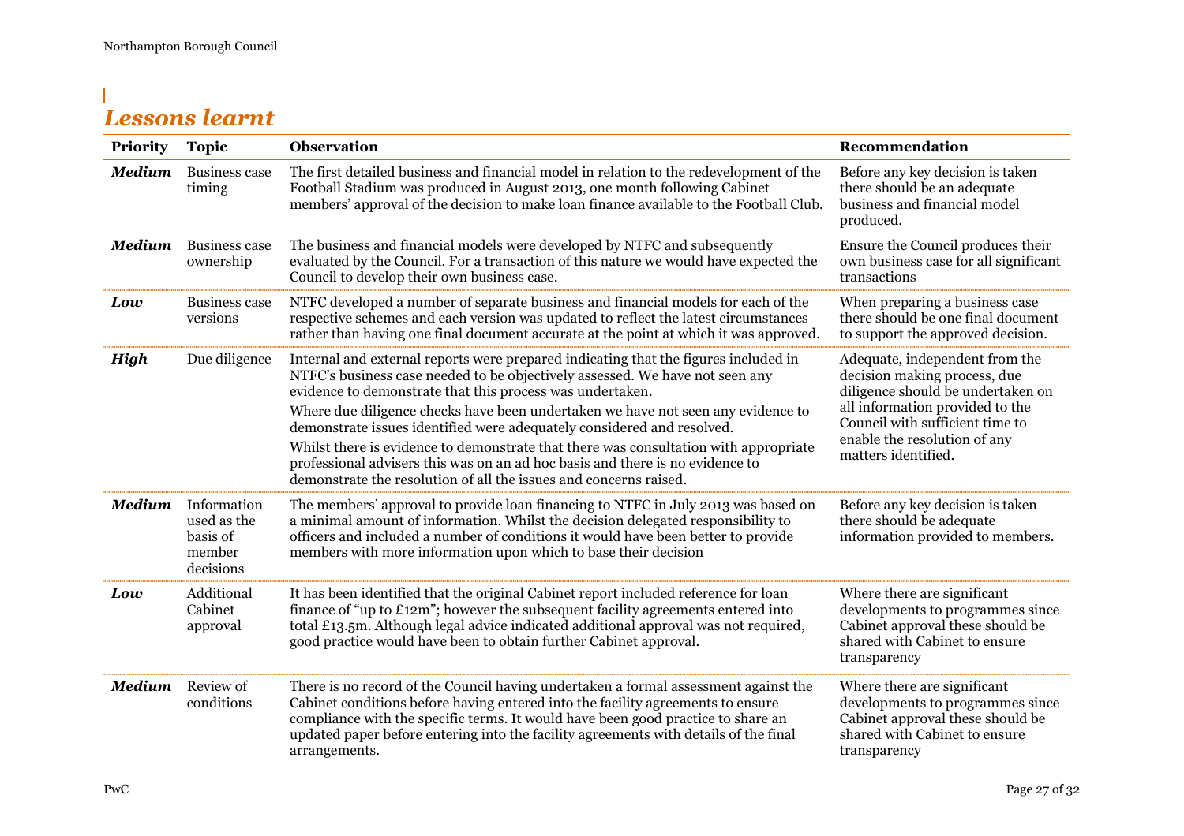## *Lessons learnt*

| Priority | Topic | Observation | Recommendation |
|---|---|---|---|
| ***Medium*** | Business case timing | The first detailed business and financial model in relation to the redevelopment of the Football Stadium was produced in August 2013, one month following Cabinet members' approval of the decision to make loan finance available to the Football Club. | Before any key decision is taken there should be an adequate business and financial model produced. |
| ***Medium*** | Business case ownership | The business and financial models were developed by NTFC and subsequently evaluated by the Council. For a transaction of this nature we would have expected the Council to develop their own business case. | Ensure the Council produces their own business case for all significant transactions |
| ***Low*** | Business case versions | NTFC developed a number of separate business and financial models for each of the respective schemes and each version was updated to reflect the latest circumstances rather than having one final document accurate at the point at which it was approved. | When preparing a business case there should be one final document to support the approved decision. |
| ***High*** | Due diligence | Internal and external reports were prepared indicating that the figures included in NTFC's business case needed to be objectively assessed. We have not seen any evidence to demonstrate that this process was undertaken.<br><br>Where due diligence checks have been undertaken we have not seen any evidence to demonstrate issues identified were adequately considered and resolved.<br><br>Whilst there is evidence to demonstrate that there was consultation with appropriate professional advisers this was on an ad hoc basis and there is no evidence to demonstrate the resolution of all the issues and concerns raised. | Adequate, independent from the decision making process, due diligence should be undertaken on all information provided to the Council with sufficient time to enable the resolution of any matters identified. |
| ***Medium*** | Information used as the basis of member decisions | The members' approval to provide loan financing to NTFC in July 2013 was based on a minimal amount of information. Whilst the decision delegated responsibility to officers and included a number of conditions it would have been better to provide members with more information upon which to base their decision | Before any key decision is taken there should be adequate information provided to members. |
| ***Low*** | Additional Cabinet approval | It has been identified that the original Cabinet report included reference for loan finance of "up to £12m"; however the subsequent facility agreements entered into total £13.5m. Although legal advice indicated additional approval was not required, good practice would have been to obtain further Cabinet approval. | Where there are significant developments to programmes since Cabinet approval these should be shared with Cabinet to ensure transparency |
| ***Medium*** | Review of conditions | There is no record of the Council having undertaken a formal assessment against the Cabinet conditions before having entered into the facility agreements to ensure compliance with the specific terms. It would have been good practice to share an updated paper before entering into the facility agreements with details of the final arrangements. | Where there are significant developments to programmes since Cabinet approval these should be shared with Cabinet to ensure transparency |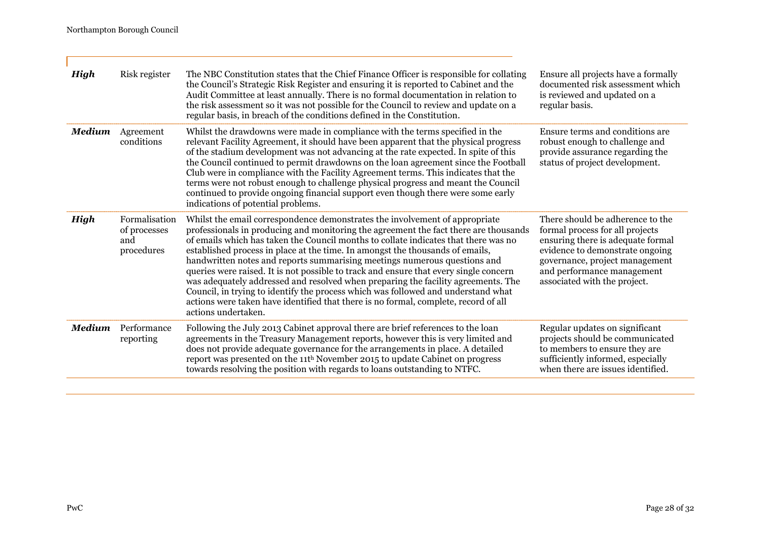| | | | |
|---|---|---|---|
| ***High*** | Risk register | The NBC Constitution states that the Chief Finance Officer is responsible for collating the Council's Strategic Risk Register and ensuring it is reported to Cabinet and the Audit Committee at least annually. There is no formal documentation in relation to the risk assessment so it was not possible for the Council to review and update on a regular basis, in breach of the conditions defined in the Constitution. | Ensure all projects have a formally documented risk assessment which is reviewed and updated on a regular basis. |
| ***Medium*** | Agreement conditions | Whilst the drawdowns were made in compliance with the terms specified in the relevant Facility Agreement, it should have been apparent that the physical progress of the stadium development was not advancing at the rate expected. In spite of this the Council continued to permit drawdowns on the loan agreement since the Football Club were in compliance with the Facility Agreement terms. This indicates that the terms were not robust enough to challenge physical progress and meant the Council continued to provide ongoing financial support even though there were some early indications of potential problems. | Ensure terms and conditions are robust enough to challenge and provide assurance regarding the status of project development. |
| ***High*** | Formalisation of processes and procedures | Whilst the email correspondence demonstrates the involvement of appropriate professionals in producing and monitoring the agreement the fact there are thousands of emails which has taken the Council months to collate indicates that there was no established process in place at the time. In amongst the thousands of emails, handwritten notes and reports summarising meetings numerous questions and queries were raised. It is not possible to track and ensure that every single concern was adequately addressed and resolved when preparing the facility agreements. The Council, in trying to identify the process which was followed and understand what actions were taken have identified that there is no formal, complete, record of all actions undertaken. | There should be adherence to the formal process for all projects ensuring there is adequate formal evidence to demonstrate ongoing governance, project management and performance management associated with the project. |
| ***Medium*** | Performance reporting | Following the July 2013 Cabinet approval there are brief references to the loan agreements in the Treasury Management reports, however this is very limited and does not provide adequate governance for the arrangements in place. A detailed report was presented on the 11th November 2015 to update Cabinet on progress towards resolving the position with regards to loans outstanding to NTFC. | Regular updates on significant projects should be communicated to members to ensure they are sufficiently informed, especially when there are issues identified. |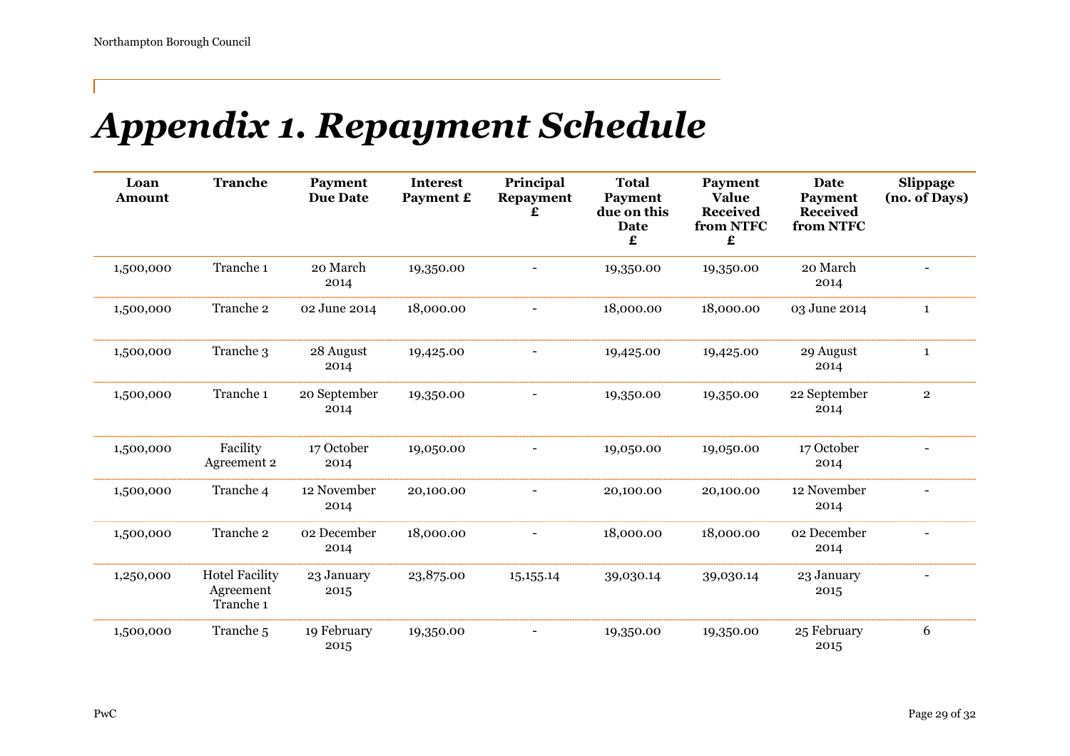# *Appendix 1. Repayment Schedule*

| Loan Amount | Tranche | Payment Due Date | Interest Payment £ | Principal Repayment £ | Total Payment due on this Date £ | Payment Value Received from NTFC £ | Date Payment Received from NTFC | Slippage (no. of Days) |
|---|---|---|---|---|---|---|---|---|
| 1,500,000 | Tranche 1 | 20 March 2014 | 19,350.00 | - | 19,350.00 | 19,350.00 | 20 March 2014 | - |
| 1,500,000 | Tranche 2 | 02 June 2014 | 18,000.00 | - | 18,000.00 | 18,000.00 | 03 June 2014 | 1 |
| 1,500,000 | Tranche 3 | 28 August 2014 | 19,425.00 | - | 19,425.00 | 19,425.00 | 29 August 2014 | 1 |
| 1,500,000 | Tranche 1 | 20 September 2014 | 19,350.00 | - | 19,350.00 | 19,350.00 | 22 September 2014 | 2 |
| 1,500,000 | Facility Agreement 2 | 17 October 2014 | 19,050.00 | - | 19,050.00 | 19,050.00 | 17 October 2014 | - |
| 1,500,000 | Tranche 4 | 12 November 2014 | 20,100.00 | - | 20,100.00 | 20,100.00 | 12 November 2014 | - |
| 1,500,000 | Tranche 2 | 02 December 2014 | 18,000.00 | - | 18,000.00 | 18,000.00 | 02 December 2014 | - |
| 1,250,000 | Hotel Facility Agreement Tranche 1 | 23 January 2015 | 23,875.00 | 15,155.14 | 39,030.14 | 39,030.14 | 23 January 2015 | - |
| 1,500,000 | Tranche 5 | 19 February 2015 | 19,350.00 | - | 19,350.00 | 19,350.00 | 25 February 2015 | 6 |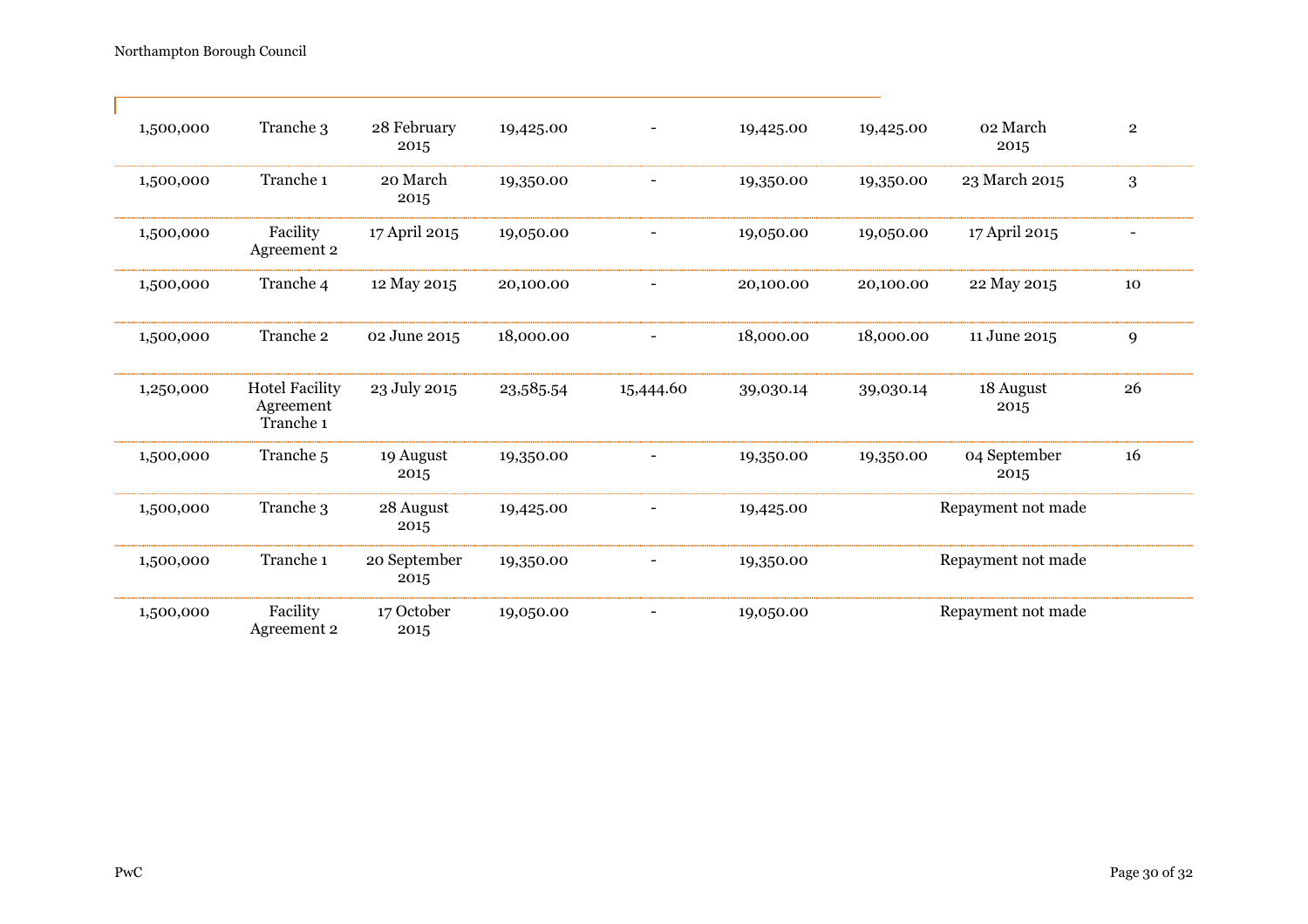| | | | | | | | | |
|---|---|---|---|---|---|---|---|---|
| 1,500,000 | Tranche 3 | 28 February 2015 | 19,425.00 | - | 19,425.00 | 19,425.00 | 02 March 2015 | 2 |
| 1,500,000 | Tranche 1 | 20 March 2015 | 19,350.00 | - | 19,350.00 | 19,350.00 | 23 March 2015 | 3 |
| 1,500,000 | Facility Agreement 2 | 17 April 2015 | 19,050.00 | - | 19,050.00 | 19,050.00 | 17 April 2015 | - |
| 1,500,000 | Tranche 4 | 12 May 2015 | 20,100.00 | - | 20,100.00 | 20,100.00 | 22 May 2015 | 10 |
| 1,500,000 | Tranche 2 | 02 June 2015 | 18,000.00 | - | 18,000.00 | 18,000.00 | 11 June 2015 | 9 |
| 1,250,000 | Hotel Facility Agreement Tranche 1 | 23 July 2015 | 23,585.54 | 15,444.60 | 39,030.14 | 39,030.14 | 18 August 2015 | 26 |
| 1,500,000 | Tranche 5 | 19 August 2015 | 19,350.00 | - | 19,350.00 | 19,350.00 | 04 September 2015 | 16 |
| 1,500,000 | Tranche 3 | 28 August 2015 | 19,425.00 | - | 19,425.00 | | Repayment not made | |
| 1,500,000 | Tranche 1 | 20 September 2015 | 19,350.00 | - | 19,350.00 | | Repayment not made | |
| 1,500,000 | Facility Agreement 2 | 17 October 2015 | 19,050.00 | - | 19,050.00 | | Repayment not made | |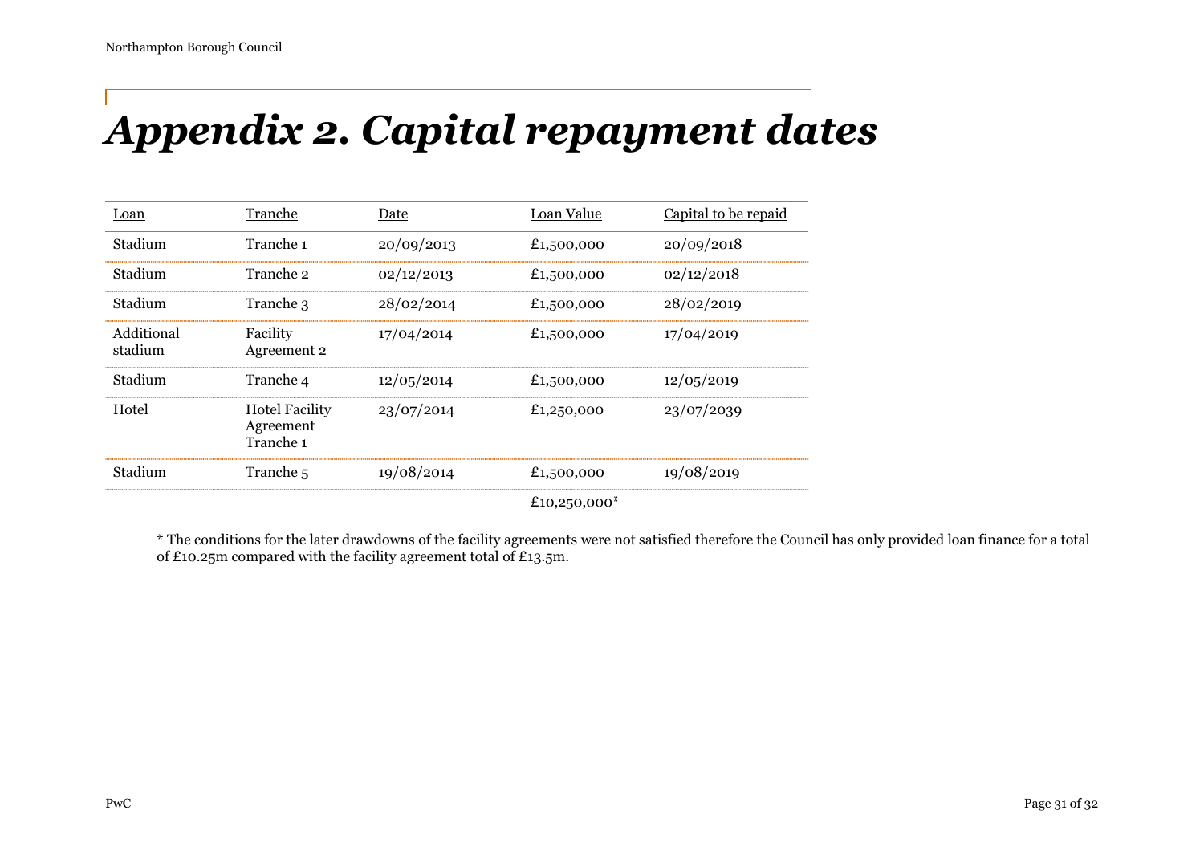# *Appendix 2. Capital repayment dates*

| Loan | Tranche | Date | Loan Value | Capital to be repaid |
|---|---|---|---|---|
| Stadium | Tranche 1 | 20/09/2013 | £1,500,000 | 20/09/2018 |
| Stadium | Tranche 2 | 02/12/2013 | £1,500,000 | 02/12/2018 |
| Stadium | Tranche 3 | 28/02/2014 | £1,500,000 | 28/02/2019 |
| Additional stadium | Facility Agreement 2 | 17/04/2014 | £1,500,000 | 17/04/2019 |
| Stadium | Tranche 4 | 12/05/2014 | £1,500,000 | 12/05/2019 |
| Hotel | Hotel Facility Agreement Tranche 1 | 23/07/2014 | £1,250,000 | 23/07/2039 |
| Stadium | Tranche 5 | 19/08/2014 | £1,500,000 | 19/08/2019 |
| | | | £10,250,000* | |

* The conditions for the later drawdowns of the facility agreements were not satisfied therefore the Council has only provided loan finance for a total of £10.25m compared with the facility agreement total of £13.5m.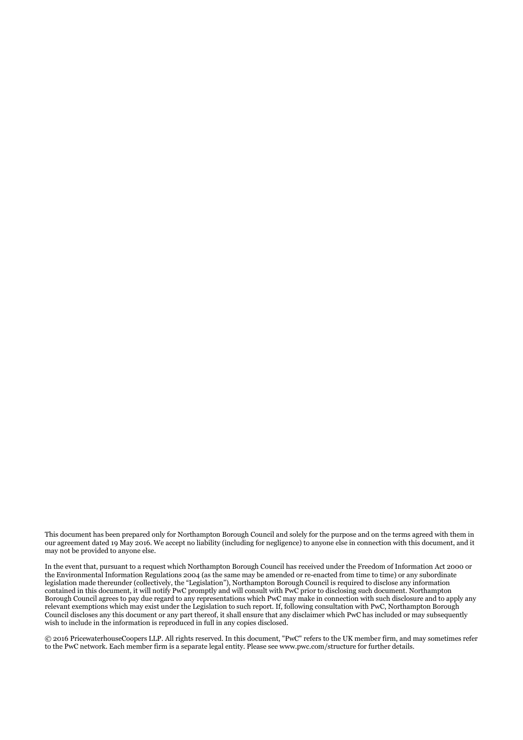This document has been prepared only for Northampton Borough Council and solely for the purpose and on the terms agreed with them in our agreement dated 19 May 2016. We accept no liability (including for negligence) to anyone else in connection with this document, and it may not be provided to anyone else.

In the event that, pursuant to a request which Northampton Borough Council has received under the Freedom of Information Act 2000 or the Environmental Information Regulations 2004 (as the same may be amended or re-enacted from time to time) or any subordinate legislation made thereunder (collectively, the "Legislation"), Northampton Borough Council is required to disclose any information contained in this document, it will notify PwC promptly and will consult with PwC prior to disclosing such document. Northampton Borough Council agrees to pay due regard to any representations which PwC may make in connection with such disclosure and to apply any relevant exemptions which may exist under the Legislation to such report. If, following consultation with PwC, Northampton Borough Council discloses any this document or any part thereof, it shall ensure that any disclaimer which PwC has included or may subsequently wish to include in the information is reproduced in full in any copies disclosed.

© 2016 PricewaterhouseCoopers LLP. All rights reserved. In this document, "PwC" refers to the UK member firm, and may sometimes refer to the PwC network. Each member firm is a separate legal entity. Please see www.pwc.com/structure for further details.